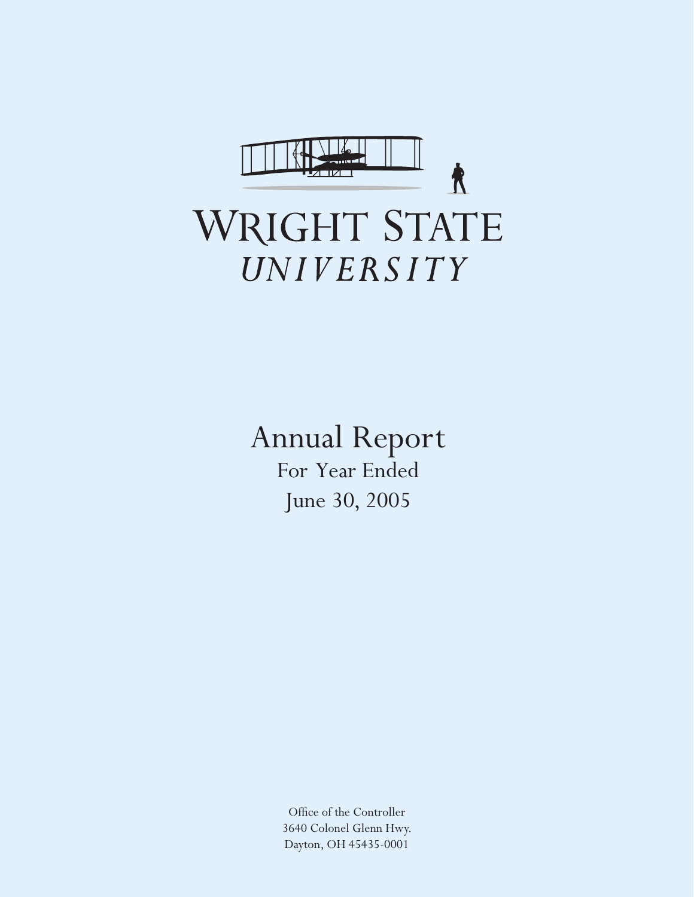# WRIGHT STATE
## *UNIVERSITY*

# Annual Report

## For Year Ended
## June 30, 2005

Office of the Controller
3640 Colonel Glenn Hwy.
Dayton, OH 45435-0001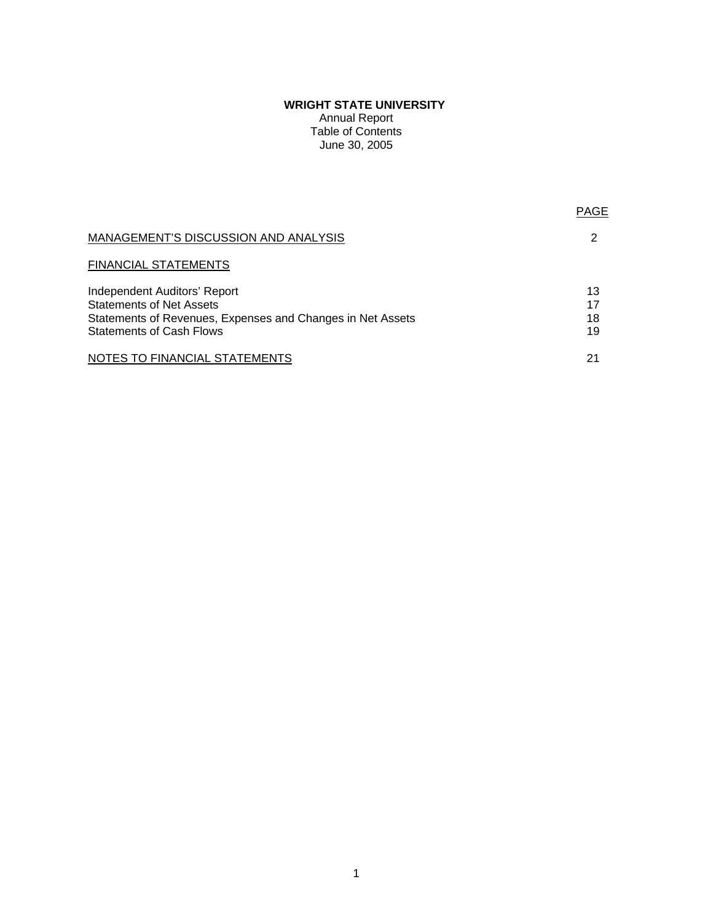**WRIGHT STATE UNIVERSITY**

Annual Report

Table of Contents

June 30, 2005

| | PAGE |
|---|---|
| MANAGEMENT'S DISCUSSION AND ANALYSIS | 2 |
| FINANCIAL STATEMENTS | |
| Independent Auditors' Report | 13 |
| Statements of Net Assets | 17 |
| Statements of Revenues, Expenses and Changes in Net Assets | 18 |
| Statements of Cash Flows | 19 |
| NOTES TO FINANCIAL STATEMENTS | 21 |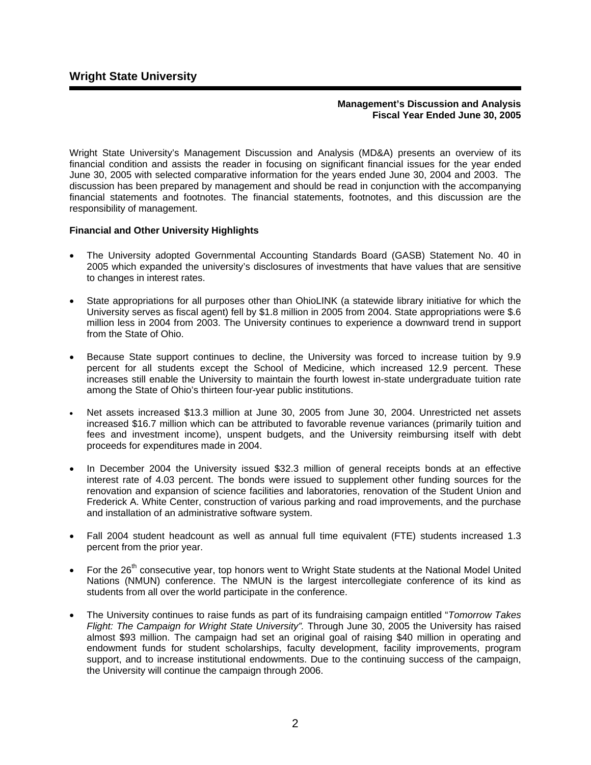# Wright State University

**Management's Discussion and Analysis**
**Fiscal Year Ended June 30, 2005**

Wright State University's Management Discussion and Analysis (MD&A) presents an overview of its financial condition and assists the reader in focusing on significant financial issues for the year ended June 30, 2005 with selected comparative information for the years ended June 30, 2004 and 2003. The discussion has been prepared by management and should be read in conjunction with the accompanying financial statements and footnotes. The financial statements, footnotes, and this discussion are the responsibility of management.

**Financial and Other University Highlights**

- The University adopted Governmental Accounting Standards Board (GASB) Statement No. 40 in 2005 which expanded the university's disclosures of investments that have values that are sensitive to changes in interest rates.

- State appropriations for all purposes other than OhioLINK (a statewide library initiative for which the University serves as fiscal agent) fell by $1.8 million in 2005 from 2004. State appropriations were $.6 million less in 2004 from 2003. The University continues to experience a downward trend in support from the State of Ohio.

- Because State support continues to decline, the University was forced to increase tuition by 9.9 percent for all students except the School of Medicine, which increased 12.9 percent. These increases still enable the University to maintain the fourth lowest in-state undergraduate tuition rate among the State of Ohio's thirteen four-year public institutions.

- Net assets increased $13.3 million at June 30, 2005 from June 30, 2004. Unrestricted net assets increased $16.7 million which can be attributed to favorable revenue variances (primarily tuition and fees and investment income), unspent budgets, and the University reimbursing itself with debt proceeds for expenditures made in 2004.

- In December 2004 the University issued $32.3 million of general receipts bonds at an effective interest rate of 4.03 percent. The bonds were issued to supplement other funding sources for the renovation and expansion of science facilities and laboratories, renovation of the Student Union and Frederick A. White Center, construction of various parking and road improvements, and the purchase and installation of an administrative software system.

- Fall 2004 student headcount as well as annual full time equivalent (FTE) students increased 1.3 percent from the prior year.

- For the 26th consecutive year, top honors went to Wright State students at the National Model United Nations (NMUN) conference. The NMUN is the largest intercollegiate conference of its kind as students from all over the world participate in the conference.

- The University continues to raise funds as part of its fundraising campaign entitled "*Tomorrow Takes Flight: The Campaign for Wright State University"*. Through June 30, 2005 the University has raised almost $93 million. The campaign had set an original goal of raising $40 million in operating and endowment funds for student scholarships, faculty development, facility improvements, program support, and to increase institutional endowments. Due to the continuing success of the campaign, the University will continue the campaign through 2006.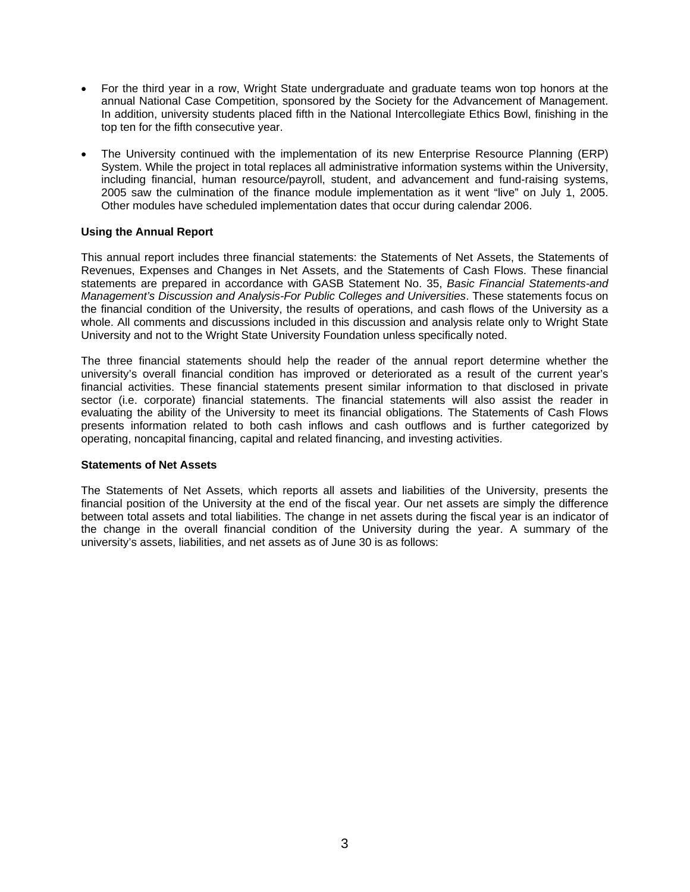- For the third year in a row, Wright State undergraduate and graduate teams won top honors at the annual National Case Competition, sponsored by the Society for the Advancement of Management. In addition, university students placed fifth in the National Intercollegiate Ethics Bowl, finishing in the top ten for the fifth consecutive year.

- The University continued with the implementation of its new Enterprise Resource Planning (ERP) System. While the project in total replaces all administrative information systems within the University, including financial, human resource/payroll, student, and advancement and fund-raising systems, 2005 saw the culmination of the finance module implementation as it went "live" on July 1, 2005. Other modules have scheduled implementation dates that occur during calendar 2006.

**Using the Annual Report**

This annual report includes three financial statements: the Statements of Net Assets, the Statements of Revenues, Expenses and Changes in Net Assets, and the Statements of Cash Flows. These financial statements are prepared in accordance with GASB Statement No. 35, *Basic Financial Statements-and Management's Discussion and Analysis-For Public Colleges and Universities*. These statements focus on the financial condition of the University, the results of operations, and cash flows of the University as a whole. All comments and discussions included in this discussion and analysis relate only to Wright State University and not to the Wright State University Foundation unless specifically noted.

The three financial statements should help the reader of the annual report determine whether the university's overall financial condition has improved or deteriorated as a result of the current year's financial activities. These financial statements present similar information to that disclosed in private sector (i.e. corporate) financial statements. The financial statements will also assist the reader in evaluating the ability of the University to meet its financial obligations. The Statements of Cash Flows presents information related to both cash inflows and cash outflows and is further categorized by operating, noncapital financing, capital and related financing, and investing activities.

**Statements of Net Assets**

The Statements of Net Assets, which reports all assets and liabilities of the University, presents the financial position of the University at the end of the fiscal year. Our net assets are simply the difference between total assets and total liabilities. The change in net assets during the fiscal year is an indicator of the change in the overall financial condition of the University during the year. A summary of the university's assets, liabilities, and net assets as of June 30 is as follows: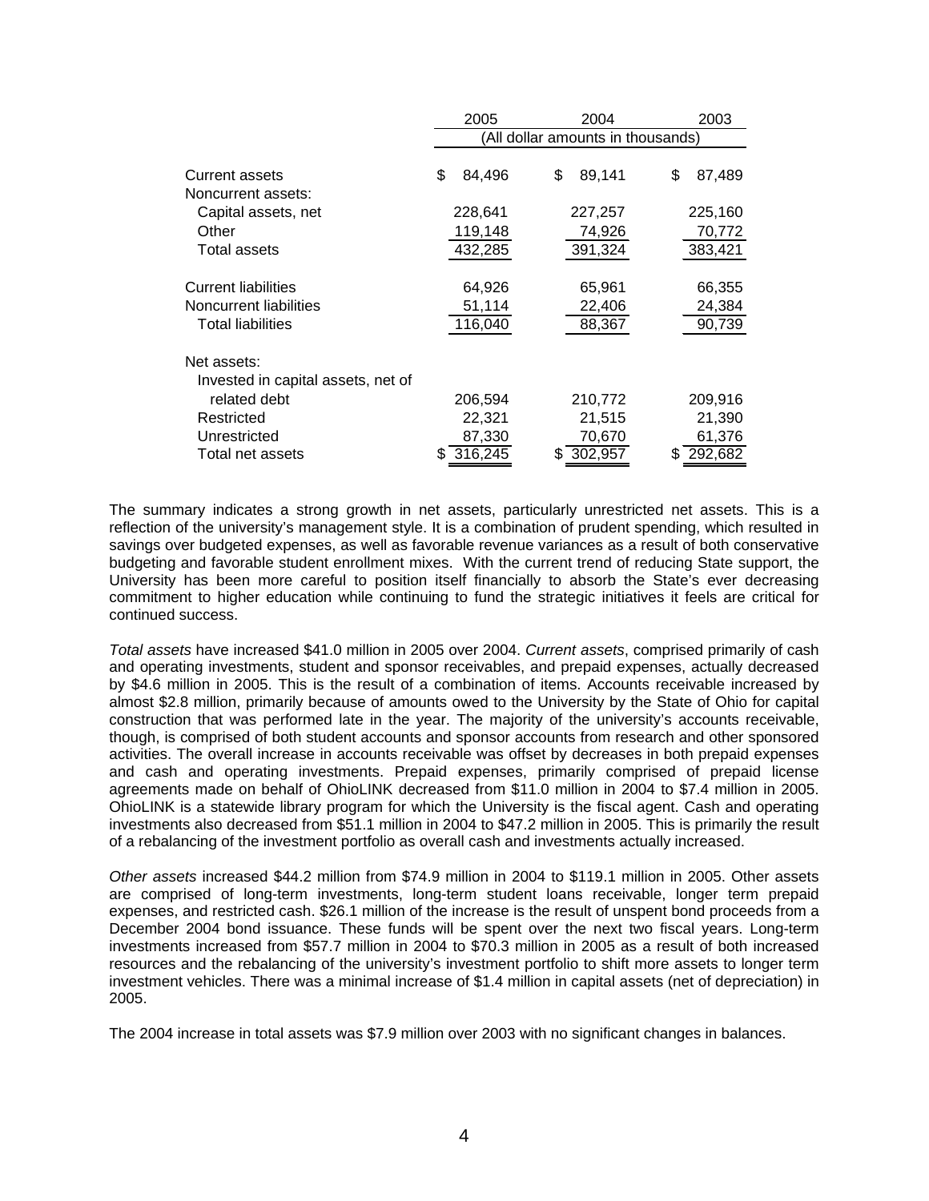| | 2005 | 2004 | 2003 |
|---|---|---|---|
| | (All dollar amounts in thousands) | | |
| Current assets | $ 84,496 | $ 89,141 | $ 87,489 |
| Noncurrent assets: | | | |
| Capital assets, net | 228,641 | 227,257 | 225,160 |
| Other | 119,148 | 74,926 | 70,772 |
| Total assets | 432,285 | 391,324 | 383,421 |
| Current liabilities | 64,926 | 65,961 | 66,355 |
| Noncurrent liabilities | 51,114 | 22,406 | 24,384 |
| Total liabilities | 116,040 | 88,367 | 90,739 |
| Net assets: | | | |
| Invested in capital assets, net of related debt | 206,594 | 210,772 | 209,916 |
| Restricted | 22,321 | 21,515 | 21,390 |
| Unrestricted | 87,330 | 70,670 | 61,376 |
| Total net assets | $ 316,245 | $ 302,957 | $ 292,682 |

The summary indicates a strong growth in net assets, particularly unrestricted net assets. This is a reflection of the university's management style. It is a combination of prudent spending, which resulted in savings over budgeted expenses, as well as favorable revenue variances as a result of both conservative budgeting and favorable student enrollment mixes. With the current trend of reducing State support, the University has been more careful to position itself financially to absorb the State's ever decreasing commitment to higher education while continuing to fund the strategic initiatives it feels are critical for continued success.

*Total assets* have increased $41.0 million in 2005 over 2004. *Current assets*, comprised primarily of cash and operating investments, student and sponsor receivables, and prepaid expenses, actually decreased by $4.6 million in 2005. This is the result of a combination of items. Accounts receivable increased by almost $2.8 million, primarily because of amounts owed to the University by the State of Ohio for capital construction that was performed late in the year. The majority of the university's accounts receivable, though, is comprised of both student accounts and sponsor accounts from research and other sponsored activities. The overall increase in accounts receivable was offset by decreases in both prepaid expenses and cash and operating investments. Prepaid expenses, primarily comprised of prepaid license agreements made on behalf of OhioLINK decreased from $11.0 million in 2004 to $7.4 million in 2005. OhioLINK is a statewide library program for which the University is the fiscal agent. Cash and operating investments also decreased from $51.1 million in 2004 to $47.2 million in 2005. This is primarily the result of a rebalancing of the investment portfolio as overall cash and investments actually increased.

*Other assets* increased $44.2 million from $74.9 million in 2004 to $119.1 million in 2005. Other assets are comprised of long-term investments, long-term student loans receivable, longer term prepaid expenses, and restricted cash. $26.1 million of the increase is the result of unspent bond proceeds from a December 2004 bond issuance. These funds will be spent over the next two fiscal years. Long-term investments increased from $57.7 million in 2004 to $70.3 million in 2005 as a result of both increased resources and the rebalancing of the university's investment portfolio to shift more assets to longer term investment vehicles. There was a minimal increase of $1.4 million in capital assets (net of depreciation) in 2005.

The 2004 increase in total assets was $7.9 million over 2003 with no significant changes in balances.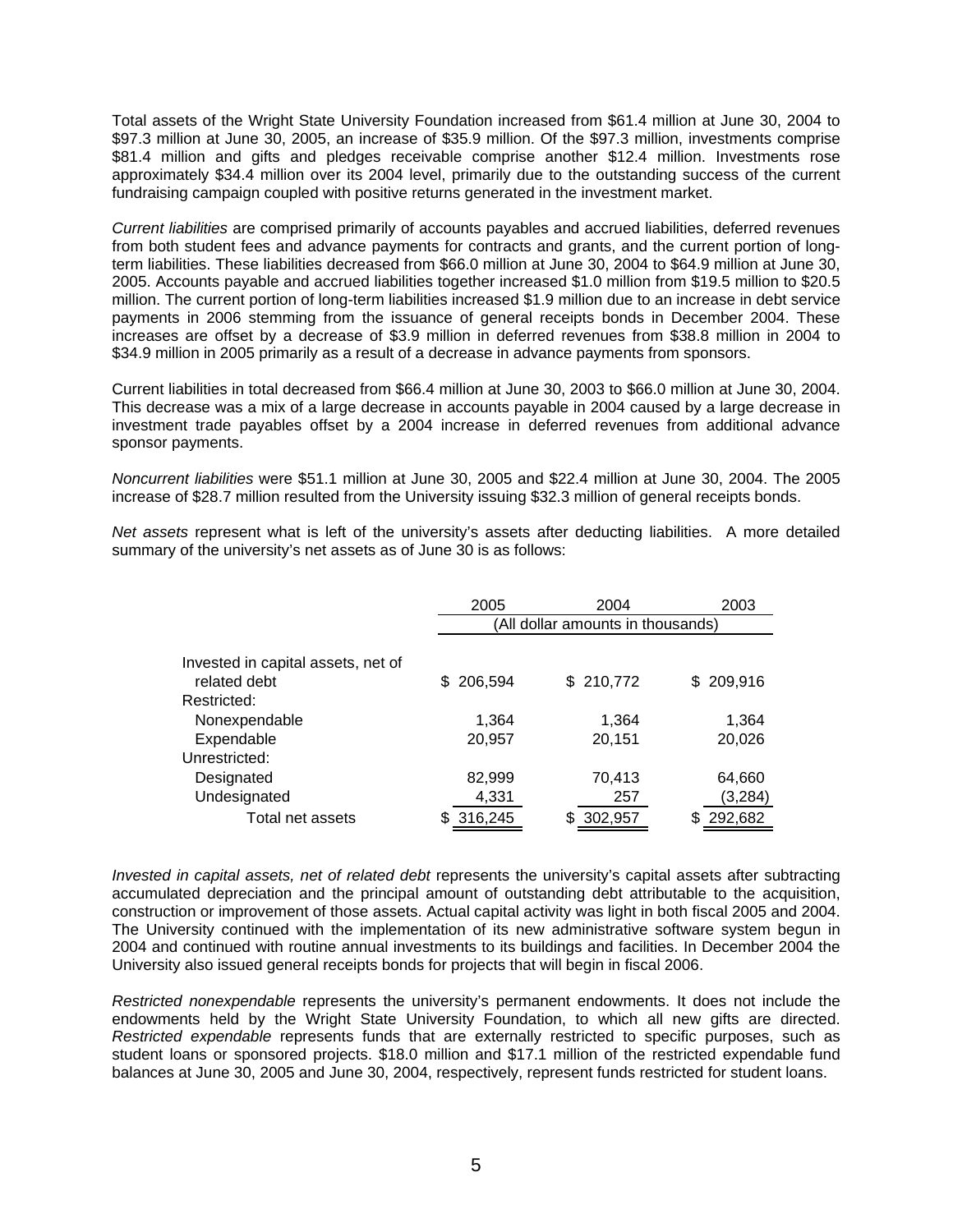Total assets of the Wright State University Foundation increased from $61.4 million at June 30, 2004 to $97.3 million at June 30, 2005, an increase of $35.9 million. Of the $97.3 million, investments comprise $81.4 million and gifts and pledges receivable comprise another $12.4 million. Investments rose approximately $34.4 million over its 2004 level, primarily due to the outstanding success of the current fundraising campaign coupled with positive returns generated in the investment market.

*Current liabilities* are comprised primarily of accounts payables and accrued liabilities, deferred revenues from both student fees and advance payments for contracts and grants, and the current portion of long-term liabilities. These liabilities decreased from $66.0 million at June 30, 2004 to $64.9 million at June 30, 2005. Accounts payable and accrued liabilities together increased $1.0 million from $19.5 million to $20.5 million. The current portion of long-term liabilities increased $1.9 million due to an increase in debt service payments in 2006 stemming from the issuance of general receipts bonds in December 2004. These increases are offset by a decrease of $3.9 million in deferred revenues from $38.8 million in 2004 to $34.9 million in 2005 primarily as a result of a decrease in advance payments from sponsors.

Current liabilities in total decreased from $66.4 million at June 30, 2003 to $66.0 million at June 30, 2004. This decrease was a mix of a large decrease in accounts payable in 2004 caused by a large decrease in investment trade payables offset by a 2004 increase in deferred revenues from additional advance sponsor payments.

*Noncurrent liabilities* were $51.1 million at June 30, 2005 and $22.4 million at June 30, 2004. The 2005 increase of $28.7 million resulted from the University issuing $32.3 million of general receipts bonds.

*Net assets* represent what is left of the university's assets after deducting liabilities. A more detailed summary of the university's net assets as of June 30 is as follows:

| | 2005 | 2004 | 2003 |
|---|---|---|---|
| | (All dollar amounts in thousands) | | |
| Invested in capital assets, net of related debt | $ 206,594 | $ 210,772 | $ 209,916 |
| Restricted: | | | |
| Nonexpendable | 1,364 | 1,364 | 1,364 |
| Expendable | 20,957 | 20,151 | 20,026 |
| Unrestricted: | | | |
| Designated | 82,999 | 70,413 | 64,660 |
| Undesignated | 4,331 | 257 | (3,284) |
| Total net assets | $ 316,245 | $ 302,957 | $ 292,682 |

*Invested in capital assets, net of related debt* represents the university's capital assets after subtracting accumulated depreciation and the principal amount of outstanding debt attributable to the acquisition, construction or improvement of those assets. Actual capital activity was light in both fiscal 2005 and 2004. The University continued with the implementation of its new administrative software system begun in 2004 and continued with routine annual investments to its buildings and facilities. In December 2004 the University also issued general receipts bonds for projects that will begin in fiscal 2006.

*Restricted nonexpendable* represents the university's permanent endowments. It does not include the endowments held by the Wright State University Foundation, to which all new gifts are directed. *Restricted expendable* represents funds that are externally restricted to specific purposes, such as student loans or sponsored projects. $18.0 million and $17.1 million of the restricted expendable fund balances at June 30, 2005 and June 30, 2004, respectively, represent funds restricted for student loans.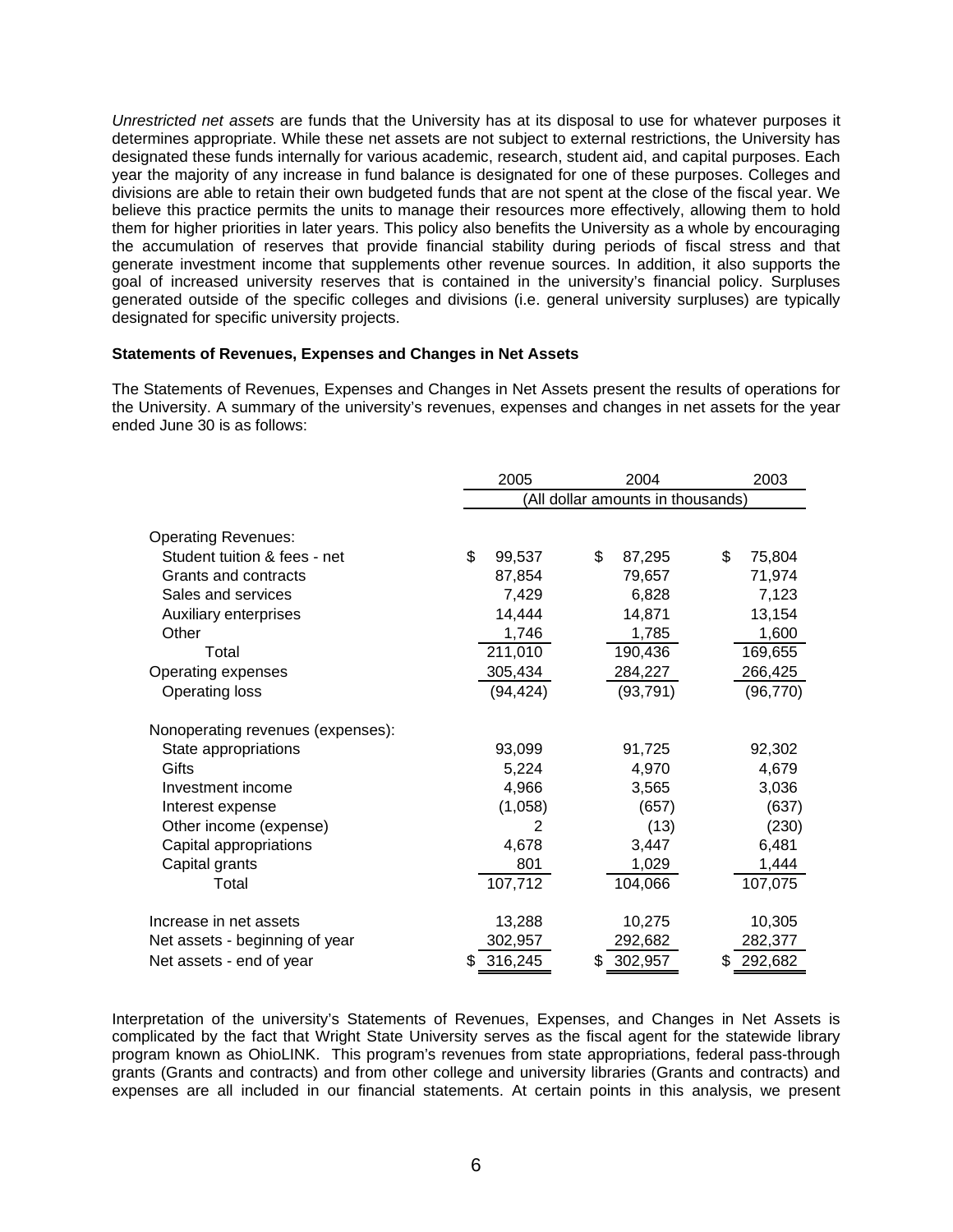*Unrestricted net assets* are funds that the University has at its disposal to use for whatever purposes it determines appropriate. While these net assets are not subject to external restrictions, the University has designated these funds internally for various academic, research, student aid, and capital purposes. Each year the majority of any increase in fund balance is designated for one of these purposes. Colleges and divisions are able to retain their own budgeted funds that are not spent at the close of the fiscal year. We believe this practice permits the units to manage their resources more effectively, allowing them to hold them for higher priorities in later years. This policy also benefits the University as a whole by encouraging the accumulation of reserves that provide financial stability during periods of fiscal stress and that generate investment income that supplements other revenue sources. In addition, it also supports the goal of increased university reserves that is contained in the university's financial policy. Surpluses generated outside of the specific colleges and divisions (i.e. general university surpluses) are typically designated for specific university projects.

**Statements of Revenues, Expenses and Changes in Net Assets**

The Statements of Revenues, Expenses and Changes in Net Assets present the results of operations for the University. A summary of the university's revenues, expenses and changes in net assets for the year ended June 30 is as follows:

| | 2005 | 2004 | 2003 |
|---|---|---|---|
| | (All dollar amounts in thousands) | | |
| Operating Revenues: | | | |
| Student tuition & fees - net | $ 99,537 | $ 87,295 | $ 75,804 |
| Grants and contracts | 87,854 | 79,657 | 71,974 |
| Sales and services | 7,429 | 6,828 | 7,123 |
| Auxiliary enterprises | 14,444 | 14,871 | 13,154 |
| Other | 1,746 | 1,785 | 1,600 |
| Total | 211,010 | 190,436 | 169,655 |
| Operating expenses | 305,434 | 284,227 | 266,425 |
| Operating loss | (94,424) | (93,791) | (96,770) |
| Nonoperating revenues (expenses): | | | |
| State appropriations | 93,099 | 91,725 | 92,302 |
| Gifts | 5,224 | 4,970 | 4,679 |
| Investment income | 4,966 | 3,565 | 3,036 |
| Interest expense | (1,058) | (657) | (637) |
| Other income (expense) | 2 | (13) | (230) |
| Capital appropriations | 4,678 | 3,447 | 6,481 |
| Capital grants | 801 | 1,029 | 1,444 |
| Total | 107,712 | 104,066 | 107,075 |
| Increase in net assets | 13,288 | 10,275 | 10,305 |
| Net assets - beginning of year | 302,957 | 292,682 | 282,377 |
| Net assets - end of year | $ 316,245 | $ 302,957 | $ 292,682 |

Interpretation of the university's Statements of Revenues, Expenses, and Changes in Net Assets is complicated by the fact that Wright State University serves as the fiscal agent for the statewide library program known as OhioLINK. This program's revenues from state appropriations, federal pass-through grants (Grants and contracts) and from other college and university libraries (Grants and contracts) and expenses are all included in our financial statements. At certain points in this analysis, we present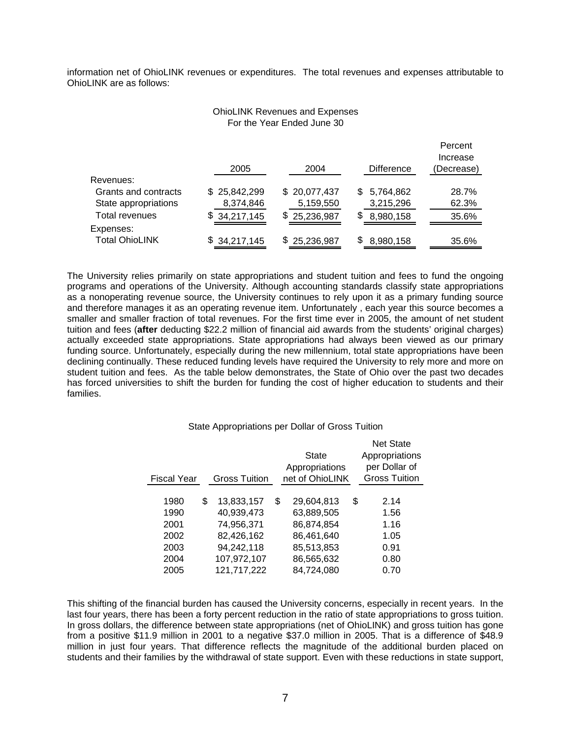information net of OhioLINK revenues or expenditures. The total revenues and expenses attributable to OhioLINK are as follows:

OhioLINK Revenues and Expenses
For the Year Ended June 30

| | 2005 | 2004 | Difference | Percent Increase (Decrease) |
|---|---|---|---|---|
| Revenues: | | | | |
| Grants and contracts | $ 25,842,299 | $ 20,077,437 | $ 5,764,862 | 28.7% |
| State appropriations | 8,374,846 | 5,159,550 | 3,215,296 | 62.3% |
| Total revenues | $ 34,217,145 | $ 25,236,987 | $ 8,980,158 | 35.6% |
| Expenses: | | | | |
| Total OhioLINK | $ 34,217,145 | $ 25,236,987 | $ 8,980,158 | 35.6% |

The University relies primarily on state appropriations and student tuition and fees to fund the ongoing programs and operations of the University. Although accounting standards classify state appropriations as a nonoperating revenue source, the University continues to rely upon it as a primary funding source and therefore manages it as an operating revenue item. Unfortunately , each year this source becomes a smaller and smaller fraction of total revenues. For the first time ever in 2005, the amount of net student tuition and fees (**after** deducting $22.2 million of financial aid awards from the students' original charges) actually exceeded state appropriations. State appropriations had always been viewed as our primary funding source. Unfortunately, especially during the new millennium, total state appropriations have been declining continually. These reduced funding levels have required the University to rely more and more on student tuition and fees. As the table below demonstrates, the State of Ohio over the past two decades has forced universities to shift the burden for funding the cost of higher education to students and their families.

State Appropriations per Dollar of Gross Tuition

| Fiscal Year | Gross Tuition | State Appropriations net of OhioLINK | Net State Appropriations per Dollar of Gross Tuition |
|---|---|---|---|
| 1980 | $ 13,833,157 | $ 29,604,813 | $ 2.14 |
| 1990 | 40,939,473 | 63,889,505 | 1.56 |
| 2001 | 74,956,371 | 86,874,854 | 1.16 |
| 2002 | 82,426,162 | 86,461,640 | 1.05 |
| 2003 | 94,242,118 | 85,513,853 | 0.91 |
| 2004 | 107,972,107 | 86,565,632 | 0.80 |
| 2005 | 121,717,222 | 84,724,080 | 0.70 |

This shifting of the financial burden has caused the University concerns, especially in recent years. In the last four years, there has been a forty percent reduction in the ratio of state appropriations to gross tuition. In gross dollars, the difference between state appropriations (net of OhioLINK) and gross tuition has gone from a positive $11.9 million in 2001 to a negative $37.0 million in 2005. That is a difference of $48.9 million in just four years. That difference reflects the magnitude of the additional burden placed on students and their families by the withdrawal of state support. Even with these reductions in state support,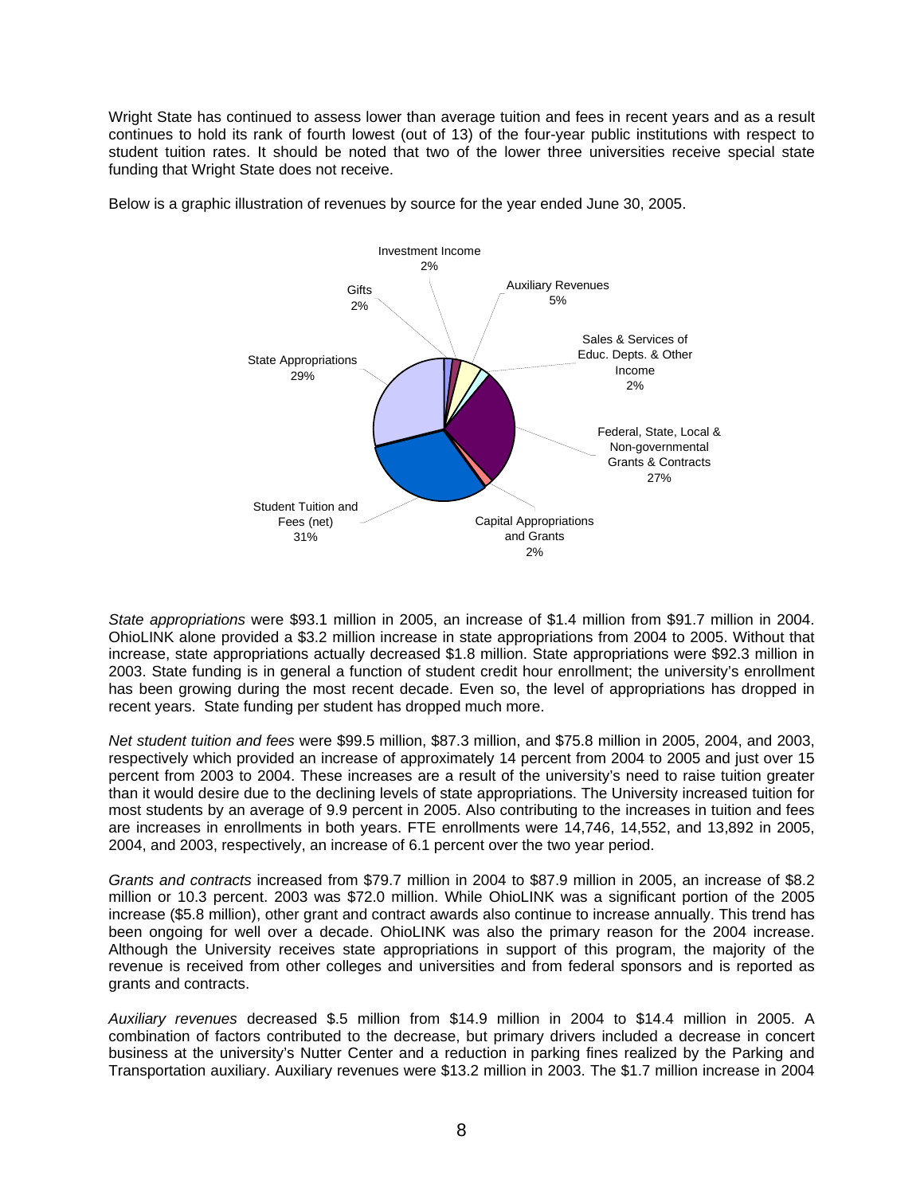Wright State has continued to assess lower than average tuition and fees in recent years and as a result continues to hold its rank of fourth lowest (out of 13) of the four-year public institutions with respect to student tuition rates. It should be noted that two of the lower three universities receive special state funding that Wright State does not receive.

Below is a graphic illustration of revenues by source for the year ended June 30, 2005.

Investment Income 2%

Gifts 2%

Auxiliary Revenues 5%

Sales & Services of Educ. Depts. & Other Income 2%

State Appropriations 29%

Federal, State, Local & Non-governmental Grants & Contracts 27%

Student Tuition and Fees (net) 31%

Capital Appropriations and Grants 2%

*State appropriations* were $93.1 million in 2005, an increase of $1.4 million from $91.7 million in 2004. OhioLINK alone provided a $3.2 million increase in state appropriations from 2004 to 2005. Without that increase, state appropriations actually decreased $1.8 million. State appropriations were $92.3 million in 2003. State funding is in general a function of student credit hour enrollment; the university's enrollment has been growing during the most recent decade. Even so, the level of appropriations has dropped in recent years. State funding per student has dropped much more.

*Net student tuition and fees* were $99.5 million, $87.3 million, and $75.8 million in 2005, 2004, and 2003, respectively which provided an increase of approximately 14 percent from 2004 to 2005 and just over 15 percent from 2003 to 2004. These increases are a result of the university's need to raise tuition greater than it would desire due to the declining levels of state appropriations. The University increased tuition for most students by an average of 9.9 percent in 2005. Also contributing to the increases in tuition and fees are increases in enrollments in both years. FTE enrollments were 14,746, 14,552, and 13,892 in 2005, 2004, and 2003, respectively, an increase of 6.1 percent over the two year period.

*Grants and contracts* increased from $79.7 million in 2004 to $87.9 million in 2005, an increase of $8.2 million or 10.3 percent. 2003 was $72.0 million. While OhioLINK was a significant portion of the 2005 increase ($5.8 million), other grant and contract awards also continue to increase annually. This trend has been ongoing for well over a decade. OhioLINK was also the primary reason for the 2004 increase. Although the University receives state appropriations in support of this program, the majority of the revenue is received from other colleges and universities and from federal sponsors and is reported as grants and contracts.

*Auxiliary revenues* decreased $.5 million from $14.9 million in 2004 to $14.4 million in 2005. A combination of factors contributed to the decrease, but primary drivers included a decrease in concert business at the university's Nutter Center and a reduction in parking fines realized by the Parking and Transportation auxiliary. Auxiliary revenues were $13.2 million in 2003. The $1.7 million increase in 2004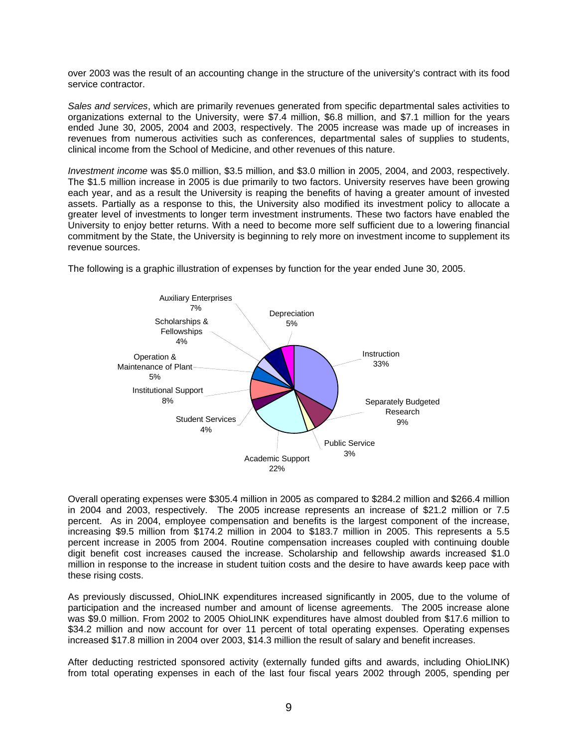over 2003 was the result of an accounting change in the structure of the university's contract with its food service contractor.

*Sales and services*, which are primarily revenues generated from specific departmental sales activities to organizations external to the University, were $7.4 million, $6.8 million, and $7.1 million for the years ended June 30, 2005, 2004 and 2003, respectively. The 2005 increase was made up of increases in revenues from numerous activities such as conferences, departmental sales of supplies to students, clinical income from the School of Medicine, and other revenues of this nature.

*Investment income* was $5.0 million, $3.5 million, and $3.0 million in 2005, 2004, and 2003, respectively. The $1.5 million increase in 2005 is due primarily to two factors. University reserves have been growing each year, and as a result the University is reaping the benefits of having a greater amount of invested assets. Partially as a response to this, the University also modified its investment policy to allocate a greater level of investments to longer term investment instruments. These two factors have enabled the University to enjoy better returns. With a need to become more self sufficient due to a lowering financial commitment by the State, the University is beginning to rely more on investment income to supplement its revenue sources.

The following is a graphic illustration of expenses by function for the year ended June 30, 2005.

| Function | Percent |
|---|---|
| Instruction | 33% |
| Separately Budgeted Research | 9% |
| Public Service | 3% |
| Academic Support | 22% |
| Student Services | 4% |
| Institutional Support | 8% |
| Operation & Maintenance of Plant | 5% |
| Scholarships & Fellowships | 4% |
| Auxiliary Enterprises | 7% |
| Depreciation | 5% |

Overall operating expenses were $305.4 million in 2005 as compared to $284.2 million and $266.4 million in 2004 and 2003, respectively. The 2005 increase represents an increase of $21.2 million or 7.5 percent. As in 2004, employee compensation and benefits is the largest component of the increase, increasing $9.5 million from $174.2 million in 2004 to $183.7 million in 2005. This represents a 5.5 percent increase in 2005 from 2004. Routine compensation increases coupled with continuing double digit benefit cost increases caused the increase. Scholarship and fellowship awards increased $1.0 million in response to the increase in student tuition costs and the desire to have awards keep pace with these rising costs.

As previously discussed, OhioLINK expenditures increased significantly in 2005, due to the volume of participation and the increased number and amount of license agreements. The 2005 increase alone was $9.0 million. From 2002 to 2005 OhioLINK expenditures have almost doubled from $17.6 million to $34.2 million and now account for over 11 percent of total operating expenses. Operating expenses increased $17.8 million in 2004 over 2003, $14.3 million the result of salary and benefit increases.

After deducting restricted sponsored activity (externally funded gifts and awards, including OhioLINK) from total operating expenses in each of the last four fiscal years 2002 through 2005, spending per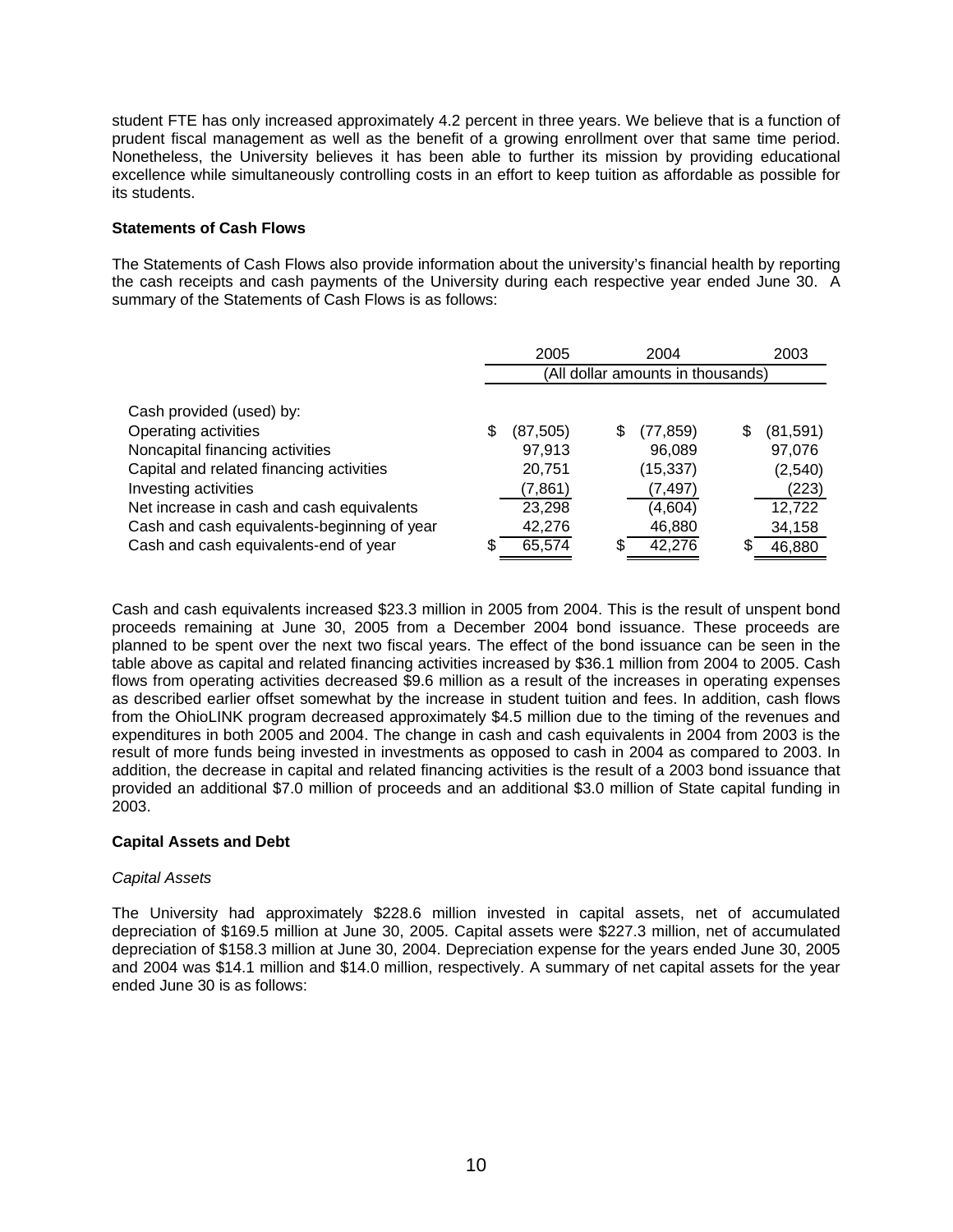student FTE has only increased approximately 4.2 percent in three years. We believe that is a function of prudent fiscal management as well as the benefit of a growing enrollment over that same time period. Nonetheless, the University believes it has been able to further its mission by providing educational excellence while simultaneously controlling costs in an effort to keep tuition as affordable as possible for its students.

**Statements of Cash Flows**

The Statements of Cash Flows also provide information about the university's financial health by reporting the cash receipts and cash payments of the University during each respective year ended June 30. A summary of the Statements of Cash Flows is as follows:

| | 2005 | 2004 | 2003 |
|---|---|---|---|
| | (All dollar amounts in thousands) | | |
| Cash provided (used) by: | | | |
| Operating activities | $ (87,505) | $ (77,859) | $ (81,591) |
| Noncapital financing activities | 97,913 | 96,089 | 97,076 |
| Capital and related financing activities | 20,751 | (15,337) | (2,540) |
| Investing activities | (7,861) | (7,497) | (223) |
| Net increase in cash and cash equivalents | 23,298 | (4,604) | 12,722 |
| Cash and cash equivalents-beginning of year | 42,276 | 46,880 | 34,158 |
| Cash and cash equivalents-end of year | $ 65,574 | $ 42,276 | $ 46,880 |

Cash and cash equivalents increased $23.3 million in 2005 from 2004. This is the result of unspent bond proceeds remaining at June 30, 2005 from a December 2004 bond issuance. These proceeds are planned to be spent over the next two fiscal years. The effect of the bond issuance can be seen in the table above as capital and related financing activities increased by $36.1 million from 2004 to 2005. Cash flows from operating activities decreased $9.6 million as a result of the increases in operating expenses as described earlier offset somewhat by the increase in student tuition and fees. In addition, cash flows from the OhioLINK program decreased approximately $4.5 million due to the timing of the revenues and expenditures in both 2005 and 2004. The change in cash and cash equivalents in 2004 from 2003 is the result of more funds being invested in investments as opposed to cash in 2004 as compared to 2003. In addition, the decrease in capital and related financing activities is the result of a 2003 bond issuance that provided an additional $7.0 million of proceeds and an additional $3.0 million of State capital funding in 2003.

**Capital Assets and Debt**

*Capital Assets*

The University had approximately $228.6 million invested in capital assets, net of accumulated depreciation of $169.5 million at June 30, 2005. Capital assets were $227.3 million, net of accumulated depreciation of $158.3 million at June 30, 2004. Depreciation expense for the years ended June 30, 2005 and 2004 was $14.1 million and $14.0 million, respectively. A summary of net capital assets for the year ended June 30 is as follows: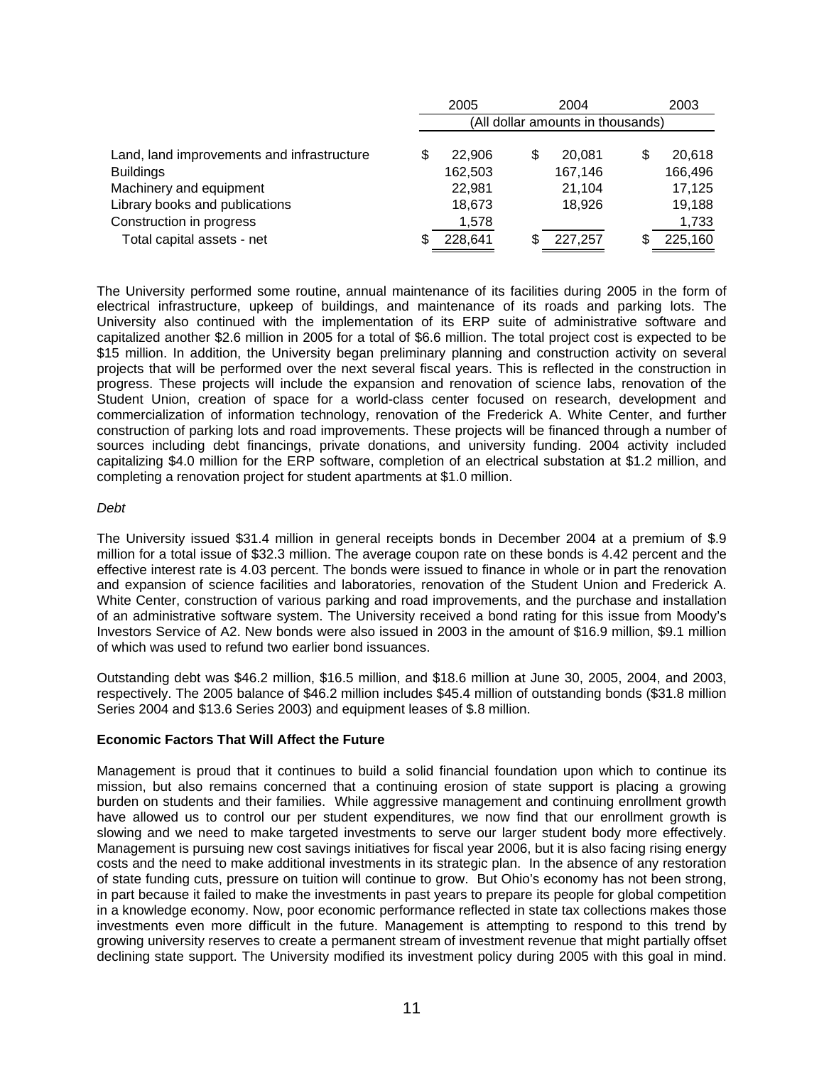| | 2005 | 2004 | 2003 |
|---|---|---|---|
| | (All dollar amounts in thousands) | | |
| Land, land improvements and infrastructure | $ 22,906 | $ 20,081 | $ 20,618 |
| Buildings | 162,503 | 167,146 | 166,496 |
| Machinery and equipment | 22,981 | 21,104 | 17,125 |
| Library books and publications | 18,673 | 18,926 | 19,188 |
| Construction in progress | 1,578 | | 1,733 |
| Total capital assets - net | $ 228,641 | $ 227,257 | $ 225,160 |

The University performed some routine, annual maintenance of its facilities during 2005 in the form of electrical infrastructure, upkeep of buildings, and maintenance of its roads and parking lots. The University also continued with the implementation of its ERP suite of administrative software and capitalized another $2.6 million in 2005 for a total of $6.6 million. The total project cost is expected to be $15 million. In addition, the University began preliminary planning and construction activity on several projects that will be performed over the next several fiscal years. This is reflected in the construction in progress. These projects will include the expansion and renovation of science labs, renovation of the Student Union, creation of space for a world-class center focused on research, development and commercialization of information technology, renovation of the Frederick A. White Center, and further construction of parking lots and road improvements. These projects will be financed through a number of sources including debt financings, private donations, and university funding. 2004 activity included capitalizing $4.0 million for the ERP software, completion of an electrical substation at $1.2 million, and completing a renovation project for student apartments at $1.0 million.

*Debt*

The University issued $31.4 million in general receipts bonds in December 2004 at a premium of $.9 million for a total issue of $32.3 million. The average coupon rate on these bonds is 4.42 percent and the effective interest rate is 4.03 percent. The bonds were issued to finance in whole or in part the renovation and expansion of science facilities and laboratories, renovation of the Student Union and Frederick A. White Center, construction of various parking and road improvements, and the purchase and installation of an administrative software system. The University received a bond rating for this issue from Moody's Investors Service of A2. New bonds were also issued in 2003 in the amount of $16.9 million, $9.1 million of which was used to refund two earlier bond issuances.

Outstanding debt was $46.2 million, $16.5 million, and $18.6 million at June 30, 2005, 2004, and 2003, respectively. The 2005 balance of $46.2 million includes $45.4 million of outstanding bonds ($31.8 million Series 2004 and $13.6 Series 2003) and equipment leases of $.8 million.

**Economic Factors That Will Affect the Future**

Management is proud that it continues to build a solid financial foundation upon which to continue its mission, but also remains concerned that a continuing erosion of state support is placing a growing burden on students and their families. While aggressive management and continuing enrollment growth have allowed us to control our per student expenditures, we now find that our enrollment growth is slowing and we need to make targeted investments to serve our larger student body more effectively. Management is pursuing new cost savings initiatives for fiscal year 2006, but it is also facing rising energy costs and the need to make additional investments in its strategic plan. In the absence of any restoration of state funding cuts, pressure on tuition will continue to grow. But Ohio's economy has not been strong, in part because it failed to make the investments in past years to prepare its people for global competition in a knowledge economy. Now, poor economic performance reflected in state tax collections makes those investments even more difficult in the future. Management is attempting to respond to this trend by growing university reserves to create a permanent stream of investment revenue that might partially offset declining state support. The University modified its investment policy during 2005 with this goal in mind.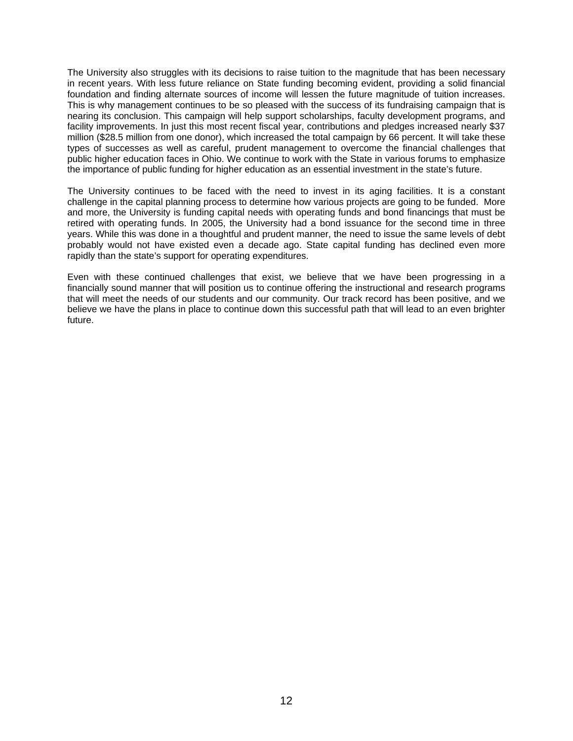The University also struggles with its decisions to raise tuition to the magnitude that has been necessary in recent years. With less future reliance on State funding becoming evident, providing a solid financial foundation and finding alternate sources of income will lessen the future magnitude of tuition increases. This is why management continues to be so pleased with the success of its fundraising campaign that is nearing its conclusion. This campaign will help support scholarships, faculty development programs, and facility improvements. In just this most recent fiscal year, contributions and pledges increased nearly $37 million ($28.5 million from one donor), which increased the total campaign by 66 percent. It will take these types of successes as well as careful, prudent management to overcome the financial challenges that public higher education faces in Ohio. We continue to work with the State in various forums to emphasize the importance of public funding for higher education as an essential investment in the state's future.

The University continues to be faced with the need to invest in its aging facilities. It is a constant challenge in the capital planning process to determine how various projects are going to be funded. More and more, the University is funding capital needs with operating funds and bond financings that must be retired with operating funds. In 2005, the University had a bond issuance for the second time in three years. While this was done in a thoughtful and prudent manner, the need to issue the same levels of debt probably would not have existed even a decade ago. State capital funding has declined even more rapidly than the state's support for operating expenditures.

Even with these continued challenges that exist, we believe that we have been progressing in a financially sound manner that will position us to continue offering the instructional and research programs that will meet the needs of our students and our community. Our track record has been positive, and we believe we have the plans in place to continue down this successful path that will lead to an even brighter future.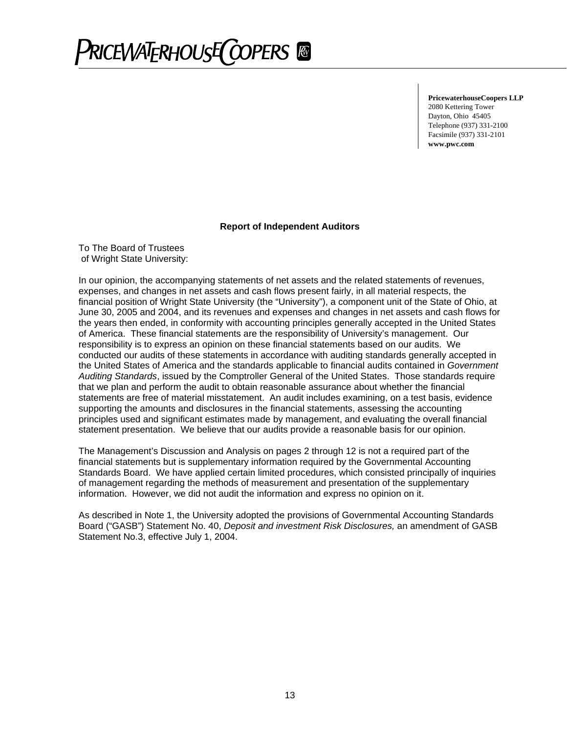# PRICEWATERHOUSECOOPERS

**PricewaterhouseCoopers LLP**
2080 Kettering Tower
Dayton, Ohio 45405
Telephone (937) 331-2100
Facsimile (937) 331-2101
**www.pwc.com**

## Report of Independent Auditors

To The Board of Trustees
of Wright State University:

In our opinion, the accompanying statements of net assets and the related statements of revenues, expenses, and changes in net assets and cash flows present fairly, in all material respects, the financial position of Wright State University (the "University"), a component unit of the State of Ohio, at June 30, 2005 and 2004, and its revenues and expenses and changes in net assets and cash flows for the years then ended, in conformity with accounting principles generally accepted in the United States of America. These financial statements are the responsibility of University's management. Our responsibility is to express an opinion on these financial statements based on our audits. We conducted our audits of these statements in accordance with auditing standards generally accepted in the United States of America and the standards applicable to financial audits contained in *Government Auditing Standards*, issued by the Comptroller General of the United States. Those standards require that we plan and perform the audit to obtain reasonable assurance about whether the financial statements are free of material misstatement. An audit includes examining, on a test basis, evidence supporting the amounts and disclosures in the financial statements, assessing the accounting principles used and significant estimates made by management, and evaluating the overall financial statement presentation. We believe that our audits provide a reasonable basis for our opinion.

The Management's Discussion and Analysis on pages 2 through 12 is not a required part of the financial statements but is supplementary information required by the Governmental Accounting Standards Board. We have applied certain limited procedures, which consisted principally of inquiries of management regarding the methods of measurement and presentation of the supplementary information. However, we did not audit the information and express no opinion on it.

As described in Note 1, the University adopted the provisions of Governmental Accounting Standards Board ("GASB") Statement No. 40, *Deposit and investment Risk Disclosures,* an amendment of GASB Statement No.3, effective July 1, 2004.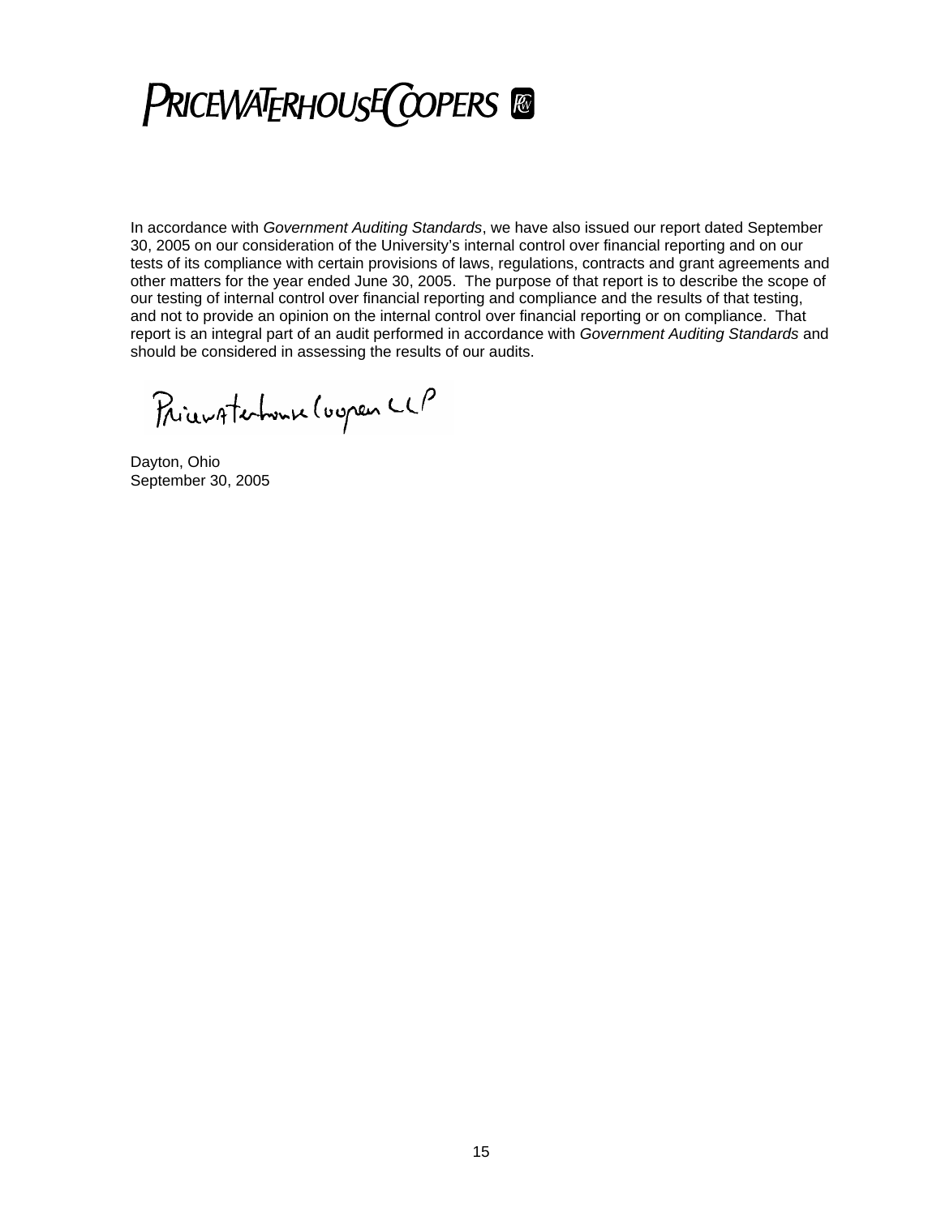PRICEWATERHOUSECOOPERS

In accordance with *Government Auditing Standards*, we have also issued our report dated September 30, 2005 on our consideration of the University's internal control over financial reporting and on our tests of its compliance with certain provisions of laws, regulations, contracts and grant agreements and other matters for the year ended June 30, 2005. The purpose of that report is to describe the scope of our testing of internal control over financial reporting and compliance and the results of that testing, and not to provide an opinion on the internal control over financial reporting or on compliance. That report is an integral part of an audit performed in accordance with *Government Auditing Standards* and should be considered in assessing the results of our audits.

PricewaterhouseCoopers LLP

Dayton, Ohio
September 30, 2005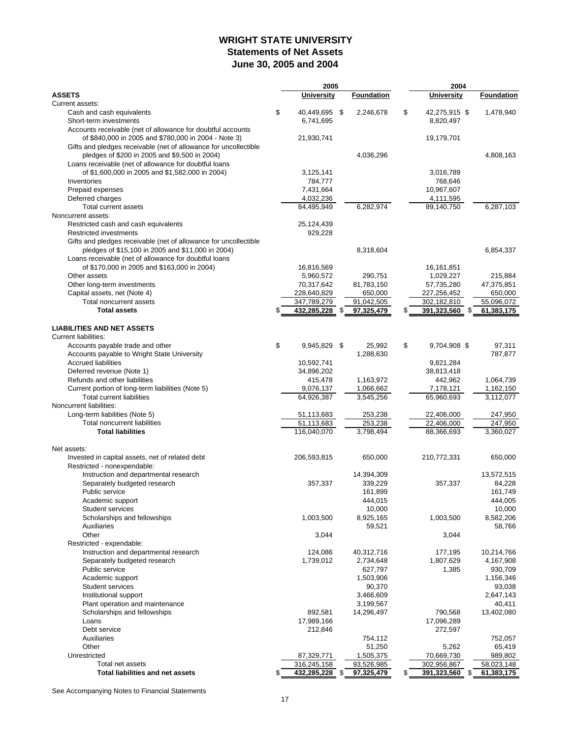# WRIGHT STATE UNIVERSITY
## Statements of Net Assets
## June 30, 2005 and 2004

| | 2005 | | 2004 | |
|---|---|---|---|---|
| **ASSETS** | **University** | **Foundation** | **University** | **Foundation** |
| Current assets: | | | | |
| Cash and cash equivalents | $ 40,449,695 | $ 2,246,678 | $ 42,275,915 | $ 1,478,940 |
| Short-term investments | 6,741,695 | | 8,820,497 | |
| Accounts receivable (net of allowance for doubtful accounts of $840,000 in 2005 and $780,000 in 2004 - Note 3) | 21,930,741 | | 19,179,701 | |
| Gifts and pledges receivable (net of allowance for uncollectible pledges of $200 in 2005 and $9,500 in 2004) | | 4,036,296 | | 4,808,163 |
| Loans receivable (net of allowance for doubtful loans of $1,600,000 in 2005 and $1,582,000 in 2004) | 3,125,141 | | 3,016,789 | |
| Inventories | 784,777 | | 768,646 | |
| Prepaid expenses | 7,431,664 | | 10,967,607 | |
| Deferred charges | 4,032,236 | | 4,111,595 | |
| Total current assets | 84,495,949 | 6,282,974 | 89,140,750 | 6,287,103 |
| Noncurrent assets: | | | | |
| Restricted cash and cash equivalents | 25,124,439 | | | |
| Restricted investments | 929,228 | | | |
| Gifts and pledges receivable (net of allowance for uncollectible pledges of $15,100 in 2005 and $11,000 in 2004) | | 8,318,604 | | 6,854,337 |
| Loans receivable (net of allowance for doubtful loans of $170,000 in 2005 and $163,000 in 2004) | 16,816,569 | | 16,161,851 | |
| Other assets | 5,960,572 | 290,751 | 1,029,227 | 215,884 |
| Other long-term investments | 70,317,642 | 81,783,150 | 57,735,280 | 47,375,851 |
| Capital assets, net (Note 4) | 228,640,829 | 650,000 | 227,256,452 | 650,000 |
| Total noncurrent assets | 347,789,279 | 91,042,505 | 302,182,810 | 55,096,072 |
| **Total assets** | $ **432,285,228** | $ **97,325,479** | $ **391,323,560** | $ **61,383,175** |
| **LIABILITIES AND NET ASSETS** | | | | |
| Current liabilities: | | | | |
| Accounts payable trade and other | $ 9,945,829 | $ 25,992 | $ 9,704,908 | $ 97,311 |
| Accounts payable to Wright State University | | 1,288,630 | | 787,877 |
| Accrued liabilities | 10,592,741 | | 9,821,284 | |
| Deferred revenue (Note 1) | 34,896,202 | | 38,813,418 | |
| Refunds and other liabilities | 415,478 | 1,163,972 | 442,962 | 1,064,739 |
| Current portion of long-term liabilities (Note 5) | 9,076,137 | 1,066,662 | 7,178,121 | 1,162,150 |
| Total current liabilities | 64,926,387 | 3,545,256 | 65,960,693 | 3,112,077 |
| Noncurrent liabilities: | | | | |
| Long-term liabilities (Note 5) | 51,113,683 | 253,238 | 22,406,000 | 247,950 |
| Total noncurrent liabilities | 51,113,683 | 253,238 | 22,406,000 | 247,950 |
| **Total liabilities** | 116,040,070 | 3,798,494 | 88,366,693 | 3,360,027 |
| Net assets: | | | | |
| Invested in capital assets, net of related debt | 206,593,815 | 650,000 | 210,772,331 | 650,000 |
| Restricted - nonexpendable: | | | | |
| Instruction and departmental research | | 14,394,309 | | 13,572,515 |
| Separately budgeted research | 357,337 | 339,229 | 357,337 | 84,228 |
| Public service | | 161,899 | | 161,749 |
| Academic support | | 444,015 | | 444,005 |
| Student services | | 10,000 | | 10,000 |
| Scholarships and fellowships | 1,003,500 | 8,925,165 | 1,003,500 | 8,582,206 |
| Auxiliaries | | 59,521 | | 58,766 |
| Other | 3,044 | | 3,044 | |
| Restricted - expendable: | | | | |
| Instruction and departmental research | 124,086 | 40,312,716 | 177,195 | 10,214,766 |
| Separately budgeted research | 1,739,012 | 2,734,648 | 1,807,629 | 4,167,908 |
| Public service | | 627,797 | 1,385 | 930,709 |
| Academic support | | 1,503,906 | | 1,156,346 |
| Student services | | 90,370 | | 93,038 |
| Institutional support | | 3,466,609 | | 2,647,143 |
| Plant operation and maintenance | | 3,199,567 | | 40,411 |
| Scholarships and fellowships | 892,581 | 14,296,497 | 790,568 | 13,402,080 |
| Loans | 17,989,166 | | 17,096,289 | |
| Debt service | 212,846 | | 272,597 | |
| Auxiliaries | | 754,112 | | 752,057 |
| Other | | 51,250 | 5,262 | 65,419 |
| Unrestricted | 87,329,771 | 1,505,375 | 70,669,730 | 989,802 |
| Total net assets | 316,245,158 | 93,526,985 | 302,956,867 | 58,023,148 |
| **Total liabilities and net assets** | $ **432,285,228** | $ **97,325,479** | $ **391,323,560** | $ **61,383,175** |

See Accompanying Notes to Financial Statements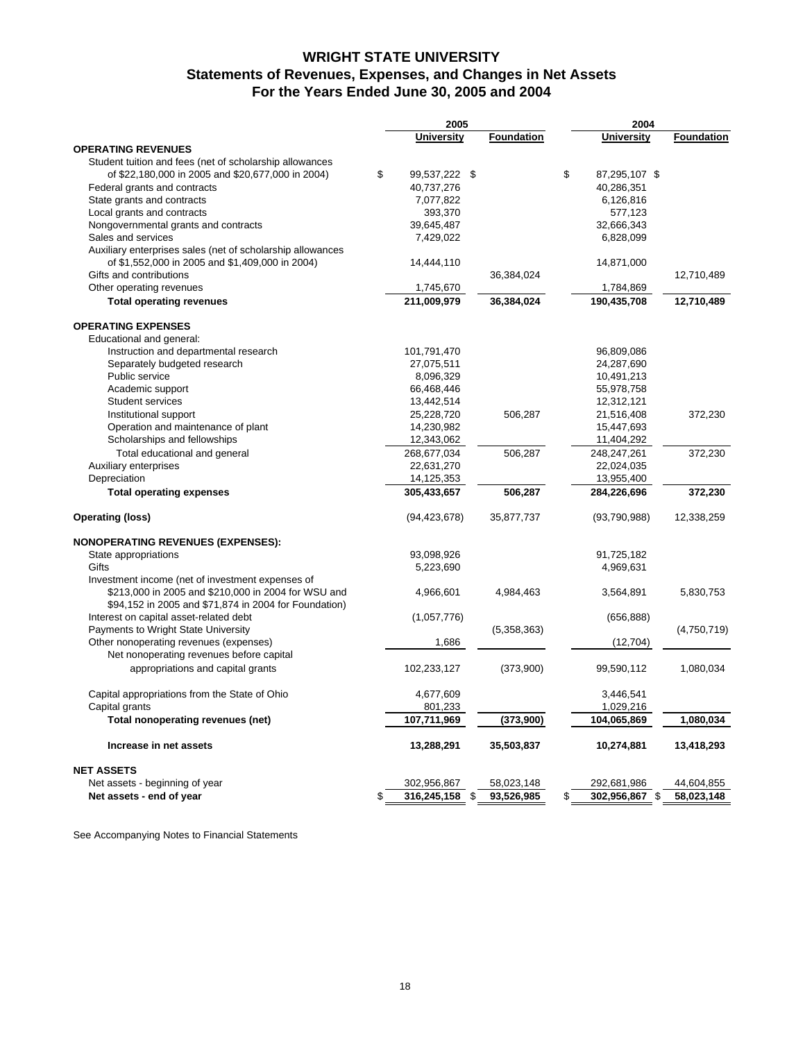# WRIGHT STATE UNIVERSITY
## Statements of Revenues, Expenses, and Changes in Net Assets
## For the Years Ended June 30, 2005 and 2004

| | 2005 | | 2004 | |
|---|---|---|---|---|
| | **University** | **Foundation** | **University** | **Foundation** |
| **OPERATING REVENUES** | | | | |
| Student tuition and fees (net of scholarship allowances of $22,180,000 in 2005 and $20,677,000 in 2004) | $ 99,537,222 | $ | $ 87,295,107 | $ |
| Federal grants and contracts | 40,737,276 | | 40,286,351 | |
| State grants and contracts | 7,077,822 | | 6,126,816 | |
| Local grants and contracts | 393,370 | | 577,123 | |
| Nongovernmental grants and contracts | 39,645,487 | | 32,666,343 | |
| Sales and services | 7,429,022 | | 6,828,099 | |
| Auxiliary enterprises sales (net of scholarship allowances of $1,552,000 in 2005 and $1,409,000 in 2004) | 14,444,110 | | 14,871,000 | |
| Gifts and contributions | | 36,384,024 | | 12,710,489 |
| Other operating revenues | 1,745,670 | | 1,784,869 | |
| **Total operating revenues** | **211,009,979** | **36,384,024** | **190,435,708** | **12,710,489** |
| **OPERATING EXPENSES** | | | | |
| Educational and general: | | | | |
| Instruction and departmental research | 101,791,470 | | 96,809,086 | |
| Separately budgeted research | 27,075,511 | | 24,287,690 | |
| Public service | 8,096,329 | | 10,491,213 | |
| Academic support | 66,468,446 | | 55,978,758 | |
| Student services | 13,442,514 | | 12,312,121 | |
| Institutional support | 25,228,720 | 506,287 | 21,516,408 | 372,230 |
| Operation and maintenance of plant | 14,230,982 | | 15,447,693 | |
| Scholarships and fellowships | 12,343,062 | | 11,404,292 | |
| Total educational and general | 268,677,034 | 506,287 | 248,247,261 | 372,230 |
| Auxiliary enterprises | 22,631,270 | | 22,024,035 | |
| Depreciation | 14,125,353 | | 13,955,400 | |
| **Total operating expenses** | **305,433,657** | **506,287** | **284,226,696** | **372,230** |
| **Operating (loss)** | (94,423,678) | 35,877,737 | (93,790,988) | 12,338,259 |
| **NONOPERATING REVENUES (EXPENSES):** | | | | |
| State appropriations | 93,098,926 | | 91,725,182 | |
| Gifts | 5,223,690 | | 4,969,631 | |
| Investment income (net of investment expenses of $213,000 in 2005 and $210,000 in 2004 for WSU and $94,152 in 2005 and $71,874 in 2004 for Foundation) | 4,966,601 | 4,984,463 | 3,564,891 | 5,830,753 |
| Interest on capital asset-related debt | (1,057,776) | | (656,888) | |
| Payments to Wright State University | | (5,358,363) | | (4,750,719) |
| Other nonoperating revenues (expenses) | 1,686 | | (12,704) | |
| Net nonoperating revenues before capital appropriations and capital grants | 102,233,127 | (373,900) | 99,590,112 | 1,080,034 |
| Capital appropriations from the State of Ohio | 4,677,609 | | 3,446,541 | |
| Capital grants | 801,233 | | 1,029,216 | |
| **Total nonoperating revenues (net)** | **107,711,969** | **(373,900)** | **104,065,869** | **1,080,034** |
| **Increase in net assets** | **13,288,291** | **35,503,837** | **10,274,881** | **13,418,293** |
| **NET ASSETS** | | | | |
| Net assets - beginning of year | 302,956,867 | 58,023,148 | 292,681,986 | 44,604,855 |
| **Net assets - end of year** | **$ 316,245,158** | **$ 93,526,985** | **$ 302,956,867** | **$ 58,023,148** |

See Accompanying Notes to Financial Statements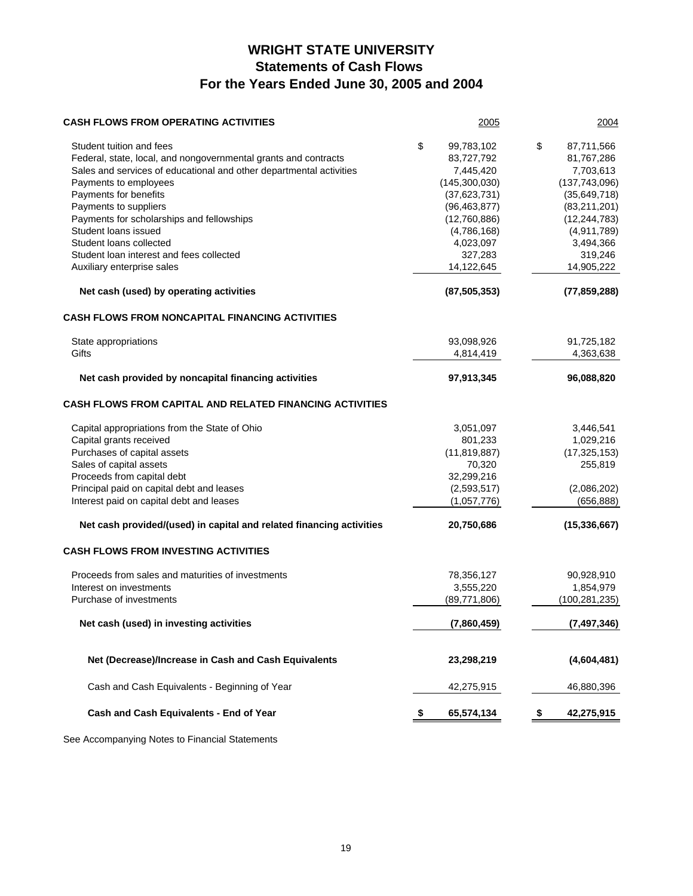# WRIGHT STATE UNIVERSITY
## Statements of Cash Flows
## For the Years Ended June 30, 2005 and 2004

| | 2005 | 2004 |
|---|---|---|
| **CASH FLOWS FROM OPERATING ACTIVITIES** | | |
| Student tuition and fees | $ 99,783,102 | $ 87,711,566 |
| Federal, state, local, and nongovernmental grants and contracts | 83,727,792 | 81,767,286 |
| Sales and services of educational and other departmental activities | 7,445,420 | 7,703,613 |
| Payments to employees | (145,300,030) | (137,743,096) |
| Payments for benefits | (37,623,731) | (35,649,718) |
| Payments to suppliers | (96,463,877) | (83,211,201) |
| Payments for scholarships and fellowships | (12,760,886) | (12,244,783) |
| Student loans issued | (4,786,168) | (4,911,789) |
| Student loans collected | 4,023,097 | 3,494,366 |
| Student loan interest and fees collected | 327,283 | 319,246 |
| Auxiliary enterprise sales | 14,122,645 | 14,905,222 |
| **Net cash (used) by operating activities** | **(87,505,353)** | **(77,859,288)** |
| **CASH FLOWS FROM NONCAPITAL FINANCING ACTIVITIES** | | |
| State appropriations | 93,098,926 | 91,725,182 |
| Gifts | 4,814,419 | 4,363,638 |
| **Net cash provided by noncapital financing activities** | **97,913,345** | **96,088,820** |
| **CASH FLOWS FROM CAPITAL AND RELATED FINANCING ACTIVITIES** | | |
| Capital appropriations from the State of Ohio | 3,051,097 | 3,446,541 |
| Capital grants received | 801,233 | 1,029,216 |
| Purchases of capital assets | (11,819,887) | (17,325,153) |
| Sales of capital assets | 70,320 | 255,819 |
| Proceeds from capital debt | 32,299,216 | |
| Principal paid on capital debt and leases | (2,593,517) | (2,086,202) |
| Interest paid on capital debt and leases | (1,057,776) | (656,888) |
| **Net cash provided/(used) in capital and related financing activities** | **20,750,686** | **(15,336,667)** |
| **CASH FLOWS FROM INVESTING ACTIVITIES** | | |
| Proceeds from sales and maturities of investments | 78,356,127 | 90,928,910 |
| Interest on investments | 3,555,220 | 1,854,979 |
| Purchase of investments | (89,771,806) | (100,281,235) |
| **Net cash (used) in investing activities** | **(7,860,459)** | **(7,497,346)** |
| **Net (Decrease)/Increase in Cash and Cash Equivalents** | **23,298,219** | **(4,604,481)** |
| Cash and Cash Equivalents - Beginning of Year | 42,275,915 | 46,880,396 |
| **Cash and Cash Equivalents - End of Year** | **$ 65,574,134** | **$ 42,275,915** |

See Accompanying Notes to Financial Statements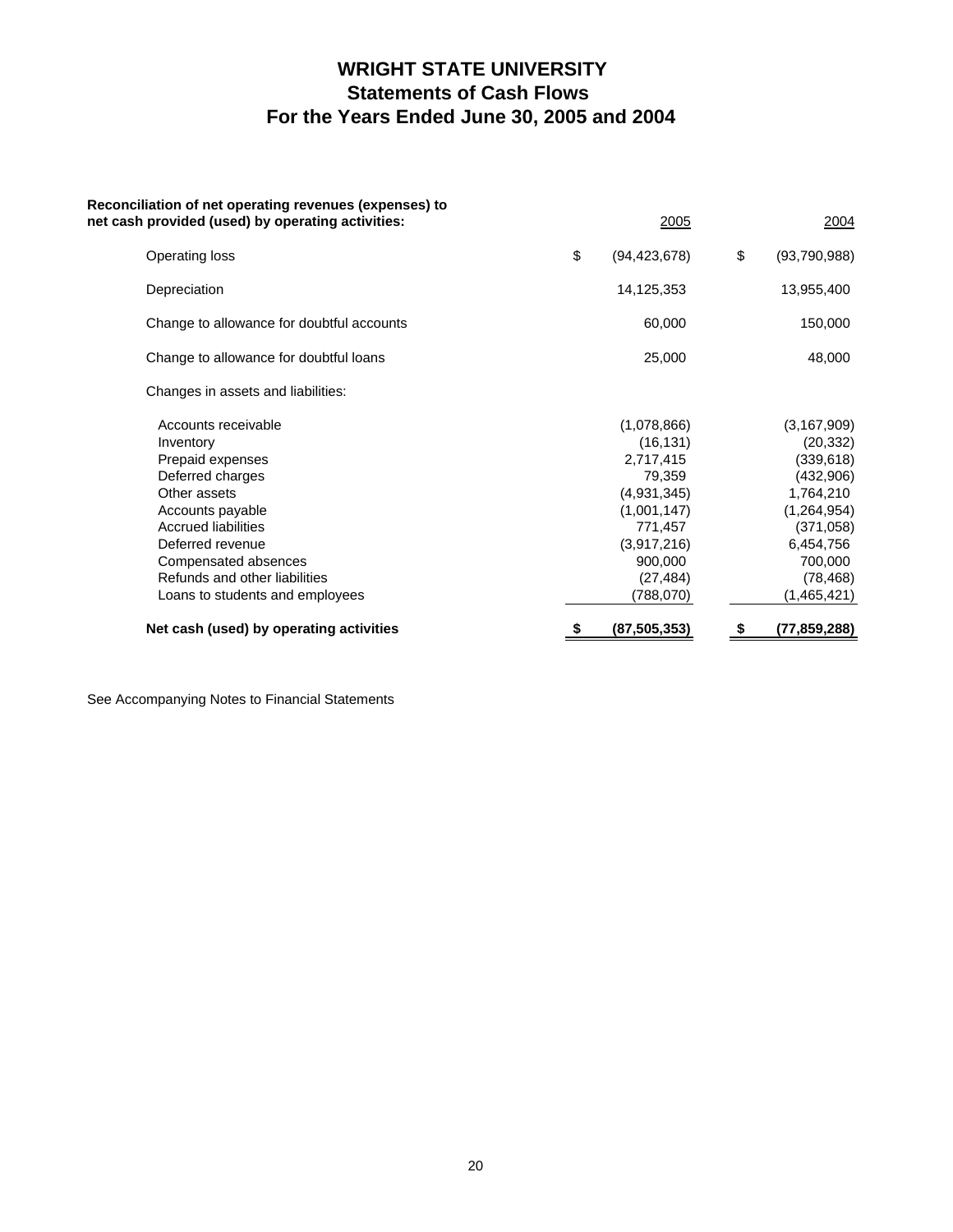# WRIGHT STATE UNIVERSITY
## Statements of Cash Flows
## For the Years Ended June 30, 2005 and 2004

| **Reconciliation of net operating revenues (expenses) to net cash provided (used) by operating activities:** | 2005 | 2004 |
|---|---|---|
| Operating loss | $ (94,423,678) | $ (93,790,988) |
| Depreciation | 14,125,353 | 13,955,400 |
| Change to allowance for doubtful accounts | 60,000 | 150,000 |
| Change to allowance for doubtful loans | 25,000 | 48,000 |
| Changes in assets and liabilities: | | |
| Accounts receivable | (1,078,866) | (3,167,909) |
| Inventory | (16,131) | (20,332) |
| Prepaid expenses | 2,717,415 | (339,618) |
| Deferred charges | 79,359 | (432,906) |
| Other assets | (4,931,345) | 1,764,210 |
| Accounts payable | (1,001,147) | (1,264,954) |
| Accrued liabilities | 771,457 | (371,058) |
| Deferred revenue | (3,917,216) | 6,454,756 |
| Compensated absences | 900,000 | 700,000 |
| Refunds and other liabilities | (27,484) | (78,468) |
| Loans to students and employees | (788,070) | (1,465,421) |
| **Net cash (used) by operating activities** | **$ (87,505,353)** | **$ (77,859,288)** |

See Accompanying Notes to Financial Statements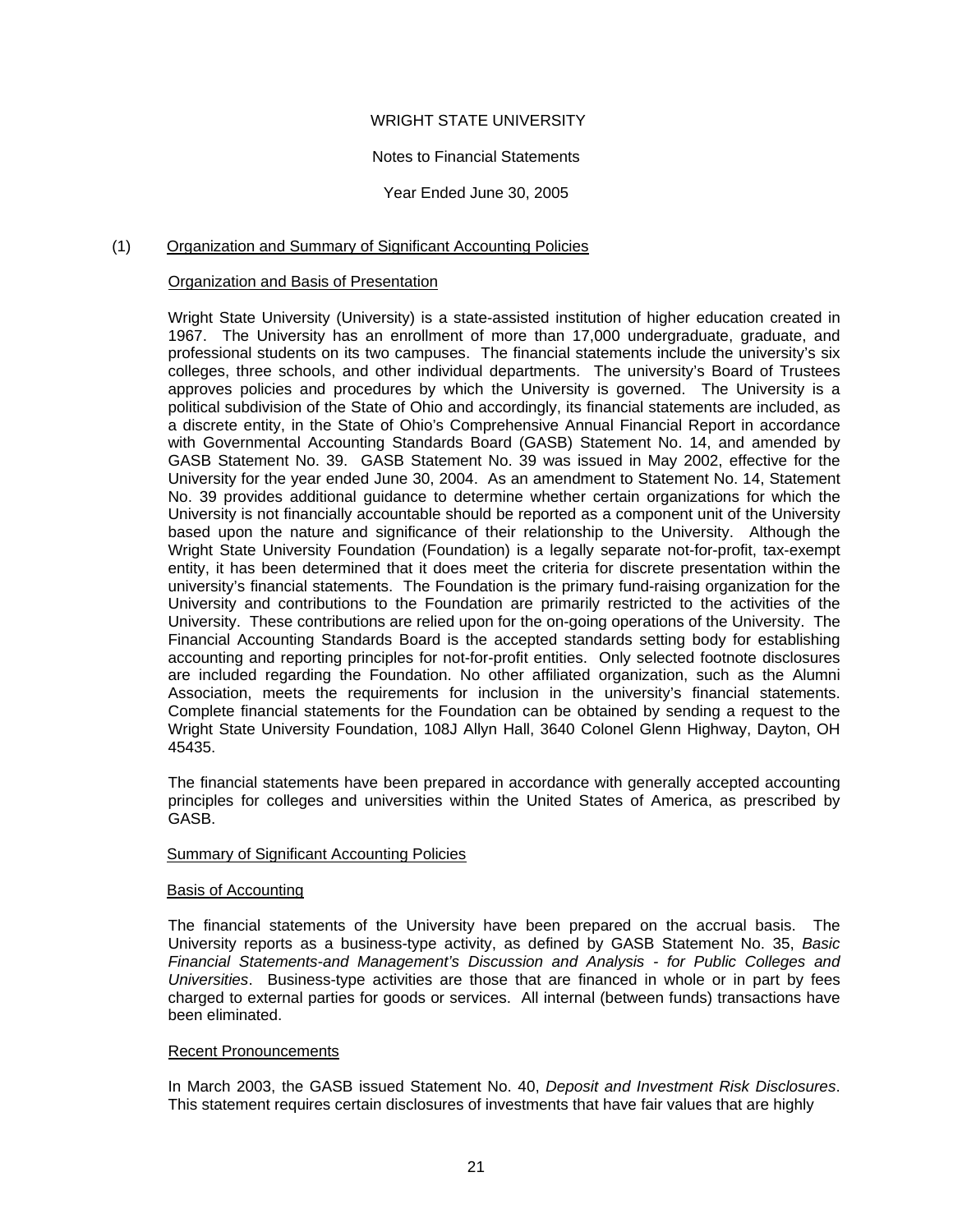WRIGHT STATE UNIVERSITY

Notes to Financial Statements

Year Ended June 30, 2005

## (1) Organization and Summary of Significant Accounting Policies

### Organization and Basis of Presentation

Wright State University (University) is a state-assisted institution of higher education created in 1967. The University has an enrollment of more than 17,000 undergraduate, graduate, and professional students on its two campuses. The financial statements include the university's six colleges, three schools, and other individual departments. The university's Board of Trustees approves policies and procedures by which the University is governed. The University is a political subdivision of the State of Ohio and accordingly, its financial statements are included, as a discrete entity, in the State of Ohio's Comprehensive Annual Financial Report in accordance with Governmental Accounting Standards Board (GASB) Statement No. 14, and amended by GASB Statement No. 39. GASB Statement No. 39 was issued in May 2002, effective for the University for the year ended June 30, 2004. As an amendment to Statement No. 14, Statement No. 39 provides additional guidance to determine whether certain organizations for which the University is not financially accountable should be reported as a component unit of the University based upon the nature and significance of their relationship to the University. Although the Wright State University Foundation (Foundation) is a legally separate not-for-profit, tax-exempt entity, it has been determined that it does meet the criteria for discrete presentation within the university's financial statements. The Foundation is the primary fund-raising organization for the University and contributions to the Foundation are primarily restricted to the activities of the University. These contributions are relied upon for the on-going operations of the University. The Financial Accounting Standards Board is the accepted standards setting body for establishing accounting and reporting principles for not-for-profit entities. Only selected footnote disclosures are included regarding the Foundation. No other affiliated organization, such as the Alumni Association, meets the requirements for inclusion in the university's financial statements. Complete financial statements for the Foundation can be obtained by sending a request to the Wright State University Foundation, 108J Allyn Hall, 3640 Colonel Glenn Highway, Dayton, OH 45435.

The financial statements have been prepared in accordance with generally accepted accounting principles for colleges and universities within the United States of America, as prescribed by GASB.

### Summary of Significant Accounting Policies

#### Basis of Accounting

The financial statements of the University have been prepared on the accrual basis. The University reports as a business-type activity, as defined by GASB Statement No. 35, *Basic Financial Statements-and Management's Discussion and Analysis - for Public Colleges and Universities*. Business-type activities are those that are financed in whole or in part by fees charged to external parties for goods or services. All internal (between funds) transactions have been eliminated.

#### Recent Pronouncements

In March 2003, the GASB issued Statement No. 40, *Deposit and Investment Risk Disclosures*. This statement requires certain disclosures of investments that have fair values that are highly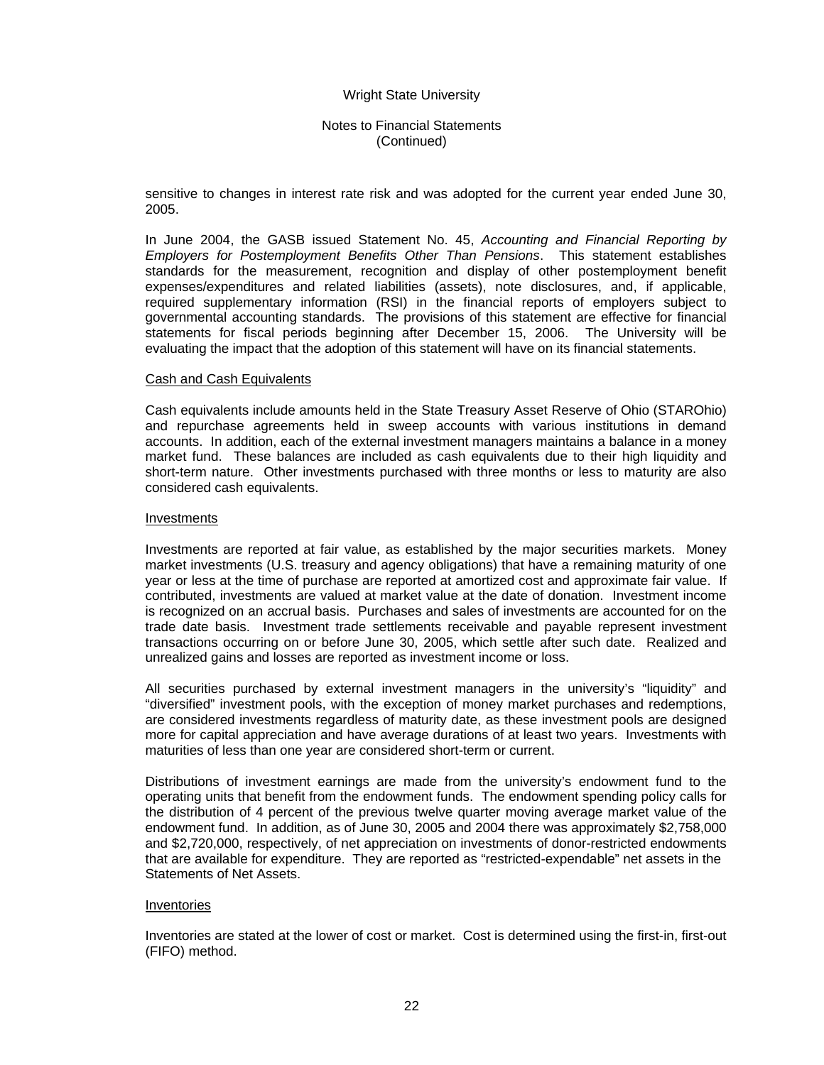sensitive to changes in interest rate risk and was adopted for the current year ended June 30, 2005.

In June 2004, the GASB issued Statement No. 45, *Accounting and Financial Reporting by Employers for Postemployment Benefits Other Than Pensions*. This statement establishes standards for the measurement, recognition and display of other postemployment benefit expenses/expenditures and related liabilities (assets), note disclosures, and, if applicable, required supplementary information (RSI) in the financial reports of employers subject to governmental accounting standards. The provisions of this statement are effective for financial statements for fiscal periods beginning after December 15, 2006. The University will be evaluating the impact that the adoption of this statement will have on its financial statements.

#### Cash and Cash Equivalents

Cash equivalents include amounts held in the State Treasury Asset Reserve of Ohio (STAROhio) and repurchase agreements held in sweep accounts with various institutions in demand accounts. In addition, each of the external investment managers maintains a balance in a money market fund. These balances are included as cash equivalents due to their high liquidity and short-term nature. Other investments purchased with three months or less to maturity are also considered cash equivalents.

#### Investments

Investments are reported at fair value, as established by the major securities markets. Money market investments (U.S. treasury and agency obligations) that have a remaining maturity of one year or less at the time of purchase are reported at amortized cost and approximate fair value. If contributed, investments are valued at market value at the date of donation. Investment income is recognized on an accrual basis. Purchases and sales of investments are accounted for on the trade date basis. Investment trade settlements receivable and payable represent investment transactions occurring on or before June 30, 2005, which settle after such date. Realized and unrealized gains and losses are reported as investment income or loss.

All securities purchased by external investment managers in the university's "liquidity" and "diversified" investment pools, with the exception of money market purchases and redemptions, are considered investments regardless of maturity date, as these investment pools are designed more for capital appreciation and have average durations of at least two years. Investments with maturities of less than one year are considered short-term or current.

Distributions of investment earnings are made from the university's endowment fund to the operating units that benefit from the endowment funds. The endowment spending policy calls for the distribution of 4 percent of the previous twelve quarter moving average market value of the endowment fund. In addition, as of June 30, 2005 and 2004 there was approximately $2,758,000 and $2,720,000, respectively, of net appreciation on investments of donor-restricted endowments that are available for expenditure. They are reported as "restricted-expendable" net assets in the Statements of Net Assets.

#### Inventories

Inventories are stated at the lower of cost or market. Cost is determined using the first-in, first-out (FIFO) method.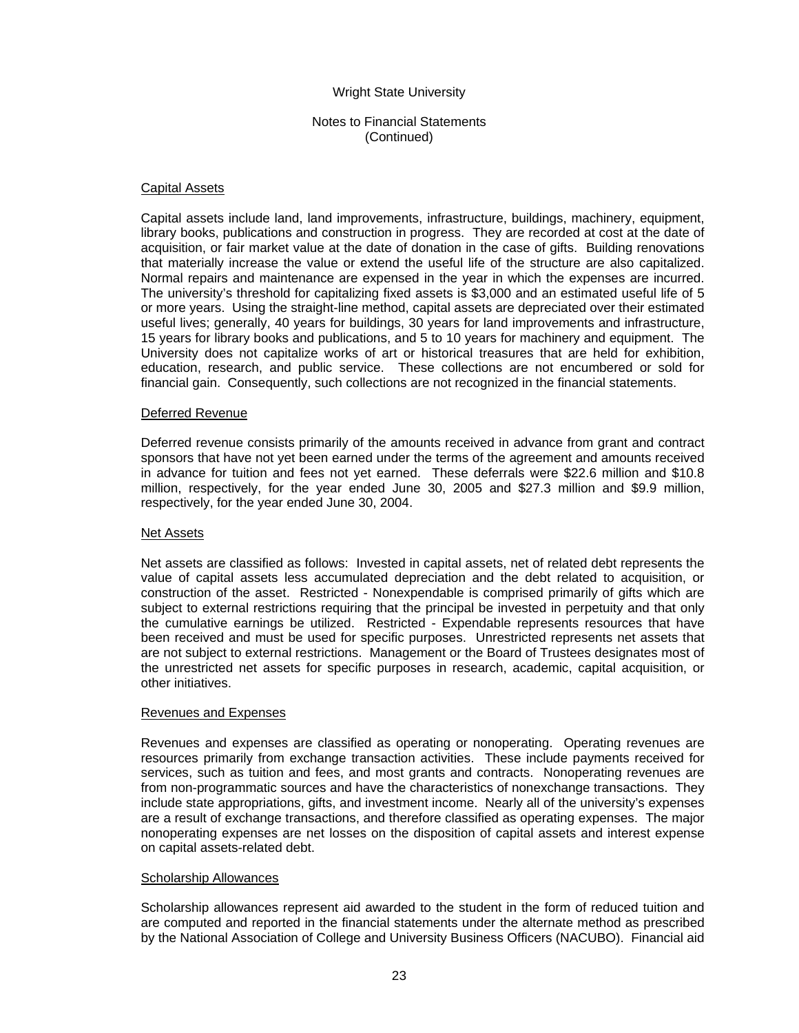### Capital Assets

Capital assets include land, land improvements, infrastructure, buildings, machinery, equipment, library books, publications and construction in progress. They are recorded at cost at the date of acquisition, or fair market value at the date of donation in the case of gifts. Building renovations that materially increase the value or extend the useful life of the structure are also capitalized. Normal repairs and maintenance are expensed in the year in which the expenses are incurred. The university's threshold for capitalizing fixed assets is $3,000 and an estimated useful life of 5 or more years. Using the straight-line method, capital assets are depreciated over their estimated useful lives; generally, 40 years for buildings, 30 years for land improvements and infrastructure, 15 years for library books and publications, and 5 to 10 years for machinery and equipment. The University does not capitalize works of art or historical treasures that are held for exhibition, education, research, and public service. These collections are not encumbered or sold for financial gain. Consequently, such collections are not recognized in the financial statements.

### Deferred Revenue

Deferred revenue consists primarily of the amounts received in advance from grant and contract sponsors that have not yet been earned under the terms of the agreement and amounts received in advance for tuition and fees not yet earned. These deferrals were $22.6 million and $10.8 million, respectively, for the year ended June 30, 2005 and $27.3 million and $9.9 million, respectively, for the year ended June 30, 2004.

### Net Assets

Net assets are classified as follows: Invested in capital assets, net of related debt represents the value of capital assets less accumulated depreciation and the debt related to acquisition, or construction of the asset. Restricted - Nonexpendable is comprised primarily of gifts which are subject to external restrictions requiring that the principal be invested in perpetuity and that only the cumulative earnings be utilized. Restricted - Expendable represents resources that have been received and must be used for specific purposes. Unrestricted represents net assets that are not subject to external restrictions. Management or the Board of Trustees designates most of the unrestricted net assets for specific purposes in research, academic, capital acquisition, or other initiatives.

### Revenues and Expenses

Revenues and expenses are classified as operating or nonoperating. Operating revenues are resources primarily from exchange transaction activities. These include payments received for services, such as tuition and fees, and most grants and contracts. Nonoperating revenues are from non-programmatic sources and have the characteristics of nonexchange transactions. They include state appropriations, gifts, and investment income. Nearly all of the university's expenses are a result of exchange transactions, and therefore classified as operating expenses. The major nonoperating expenses are net losses on the disposition of capital assets and interest expense on capital assets-related debt.

### Scholarship Allowances

Scholarship allowances represent aid awarded to the student in the form of reduced tuition and are computed and reported in the financial statements under the alternate method as prescribed by the National Association of College and University Business Officers (NACUBO). Financial aid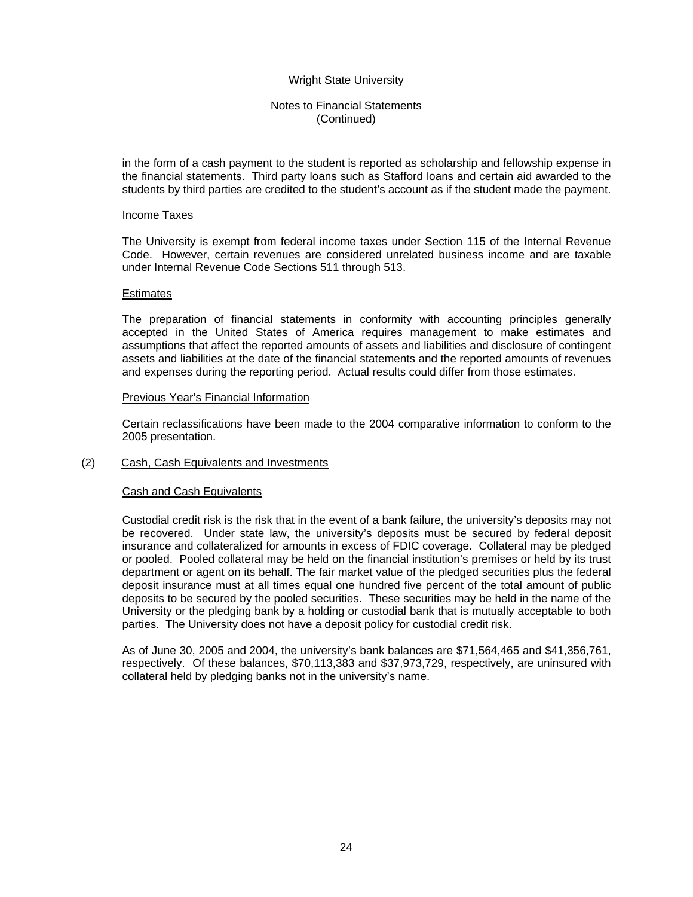in the form of a cash payment to the student is reported as scholarship and fellowship expense in the financial statements. Third party loans such as Stafford loans and certain aid awarded to the students by third parties are credited to the student's account as if the student made the payment.

### Income Taxes

The University is exempt from federal income taxes under Section 115 of the Internal Revenue Code. However, certain revenues are considered unrelated business income and are taxable under Internal Revenue Code Sections 511 through 513.

### Estimates

The preparation of financial statements in conformity with accounting principles generally accepted in the United States of America requires management to make estimates and assumptions that affect the reported amounts of assets and liabilities and disclosure of contingent assets and liabilities at the date of the financial statements and the reported amounts of revenues and expenses during the reporting period. Actual results could differ from those estimates.

### Previous Year's Financial Information

Certain reclassifications have been made to the 2004 comparative information to conform to the 2005 presentation.

## (2) Cash, Cash Equivalents and Investments

### Cash and Cash Equivalents

Custodial credit risk is the risk that in the event of a bank failure, the university's deposits may not be recovered. Under state law, the university's deposits must be secured by federal deposit insurance and collateralized for amounts in excess of FDIC coverage. Collateral may be pledged or pooled. Pooled collateral may be held on the financial institution's premises or held by its trust department or agent on its behalf. The fair market value of the pledged securities plus the federal deposit insurance must at all times equal one hundred five percent of the total amount of public deposits to be secured by the pooled securities. These securities may be held in the name of the University or the pledging bank by a holding or custodial bank that is mutually acceptable to both parties. The University does not have a deposit policy for custodial credit risk.

As of June 30, 2005 and 2004, the university's bank balances are $71,564,465 and $41,356,761, respectively. Of these balances, $70,113,383 and $37,973,729, respectively, are uninsured with collateral held by pledging banks not in the university's name.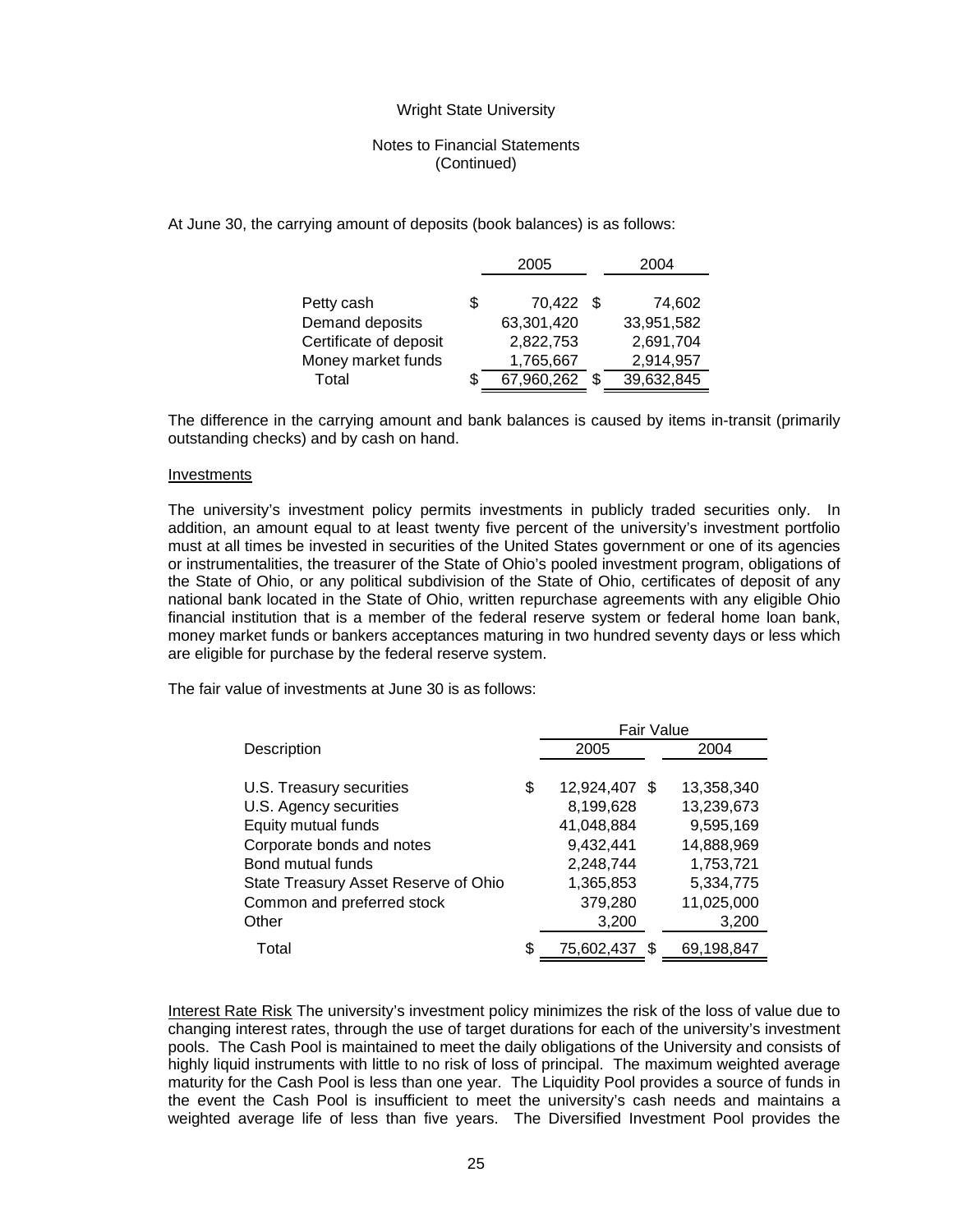At June 30, the carrying amount of deposits (book balances) is as follows:

| | 2005 | 2004 |
|---|---|---|
| Petty cash | $ 70,422 | $ 74,602 |
| Demand deposits | 63,301,420 | 33,951,582 |
| Certificate of deposit | 2,822,753 | 2,691,704 |
| Money market funds | 1,765,667 | 2,914,957 |
| Total | $ 67,960,262 | $ 39,632,845 |

The difference in the carrying amount and bank balances is caused by items in-transit (primarily outstanding checks) and by cash on hand.

Investments

The university's investment policy permits investments in publicly traded securities only. In addition, an amount equal to at least twenty five percent of the university's investment portfolio must at all times be invested in securities of the United States government or one of its agencies or instrumentalities, the treasurer of the State of Ohio's pooled investment program, obligations of the State of Ohio, or any political subdivision of the State of Ohio, certificates of deposit of any national bank located in the State of Ohio, written repurchase agreements with any eligible Ohio financial institution that is a member of the federal reserve system or federal home loan bank, money market funds or bankers acceptances maturing in two hundred seventy days or less which are eligible for purchase by the federal reserve system.

The fair value of investments at June 30 is as follows:

| | Fair Value | |
|---|---|---|
| Description | 2005 | 2004 |
| U.S. Treasury securities | $ 12,924,407 | $ 13,358,340 |
| U.S. Agency securities | 8,199,628 | 13,239,673 |
| Equity mutual funds | 41,048,884 | 9,595,169 |
| Corporate bonds and notes | 9,432,441 | 14,888,969 |
| Bond mutual funds | 2,248,744 | 1,753,721 |
| State Treasury Asset Reserve of Ohio | 1,365,853 | 5,334,775 |
| Common and preferred stock | 379,280 | 11,025,000 |
| Other | 3,200 | 3,200 |
| Total | $ 75,602,437 | $ 69,198,847 |

Interest Rate Risk The university's investment policy minimizes the risk of the loss of value due to changing interest rates, through the use of target durations for each of the university's investment pools. The Cash Pool is maintained to meet the daily obligations of the University and consists of highly liquid instruments with little to no risk of loss of principal. The maximum weighted average maturity for the Cash Pool is less than one year. The Liquidity Pool provides a source of funds in the event the Cash Pool is insufficient to meet the university's cash needs and maintains a weighted average life of less than five years. The Diversified Investment Pool provides the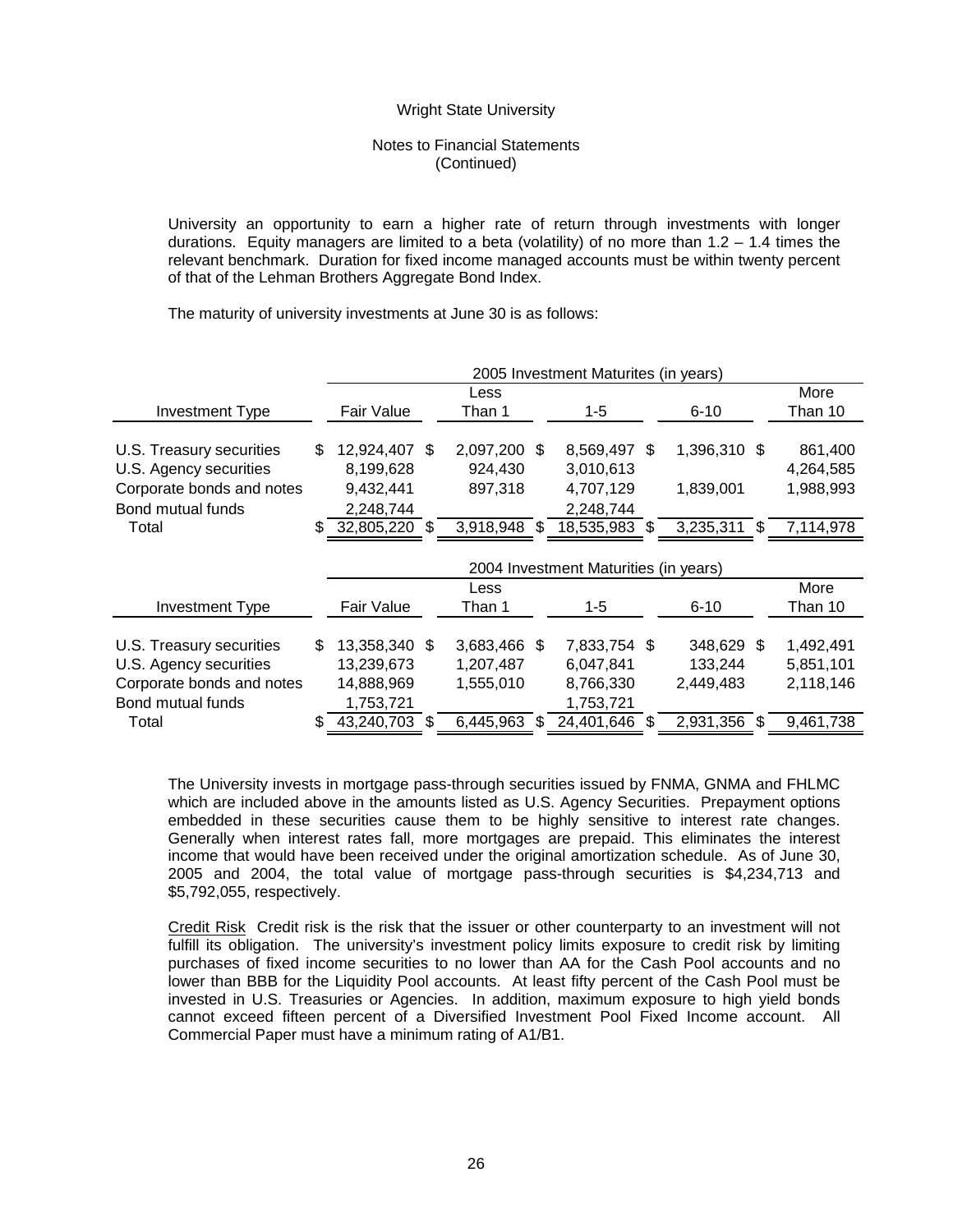University an opportunity to earn a higher rate of return through investments with longer durations. Equity managers are limited to a beta (volatility) of no more than 1.2 – 1.4 times the relevant benchmark. Duration for fixed income managed accounts must be within twenty percent of that of the Lehman Brothers Aggregate Bond Index.

The maturity of university investments at June 30 is as follows:

| | 2005 Investment Maturites (in years) | | | | |
|---|---|---|---|---|---|
| Investment Type | Fair Value | Less Than 1 | 1-5 | 6-10 | More Than 10 |
| U.S. Treasury securities | $ 12,924,407 | $ 2,097,200 | $ 8,569,497 | $ 1,396,310 | $ 861,400 |
| U.S. Agency securities | 8,199,628 | 924,430 | 3,010,613 | | 4,264,585 |
| Corporate bonds and notes | 9,432,441 | 897,318 | 4,707,129 | 1,839,001 | 1,988,993 |
| Bond mutual funds | 2,248,744 | | 2,248,744 | | |
| Total | $ 32,805,220 | $ 3,918,948 | $ 18,535,983 | $ 3,235,311 | $ 7,114,978 |

| | 2004 Investment Maturities (in years) | | | | |
|---|---|---|---|---|---|
| Investment Type | Fair Value | Less Than 1 | 1-5 | 6-10 | More Than 10 |
| U.S. Treasury securities | $ 13,358,340 | $ 3,683,466 | $ 7,833,754 | $ 348,629 | $ 1,492,491 |
| U.S. Agency securities | 13,239,673 | 1,207,487 | 6,047,841 | 133,244 | 5,851,101 |
| Corporate bonds and notes | 14,888,969 | 1,555,010 | 8,766,330 | 2,449,483 | 2,118,146 |
| Bond mutual funds | 1,753,721 | | 1,753,721 | | |
| Total | $ 43,240,703 | $ 6,445,963 | $ 24,401,646 | $ 2,931,356 | $ 9,461,738 |

The University invests in mortgage pass-through securities issued by FNMA, GNMA and FHLMC which are included above in the amounts listed as U.S. Agency Securities. Prepayment options embedded in these securities cause them to be highly sensitive to interest rate changes. Generally when interest rates fall, more mortgages are prepaid. This eliminates the interest income that would have been received under the original amortization schedule. As of June 30, 2005 and 2004, the total value of mortgage pass-through securities is $4,234,713 and $5,792,055, respectively.

Credit Risk Credit risk is the risk that the issuer or other counterparty to an investment will not fulfill its obligation. The university's investment policy limits exposure to credit risk by limiting purchases of fixed income securities to no lower than AA for the Cash Pool accounts and no lower than BBB for the Liquidity Pool accounts. At least fifty percent of the Cash Pool must be invested in U.S. Treasuries or Agencies. In addition, maximum exposure to high yield bonds cannot exceed fifteen percent of a Diversified Investment Pool Fixed Income account. All Commercial Paper must have a minimum rating of A1/B1.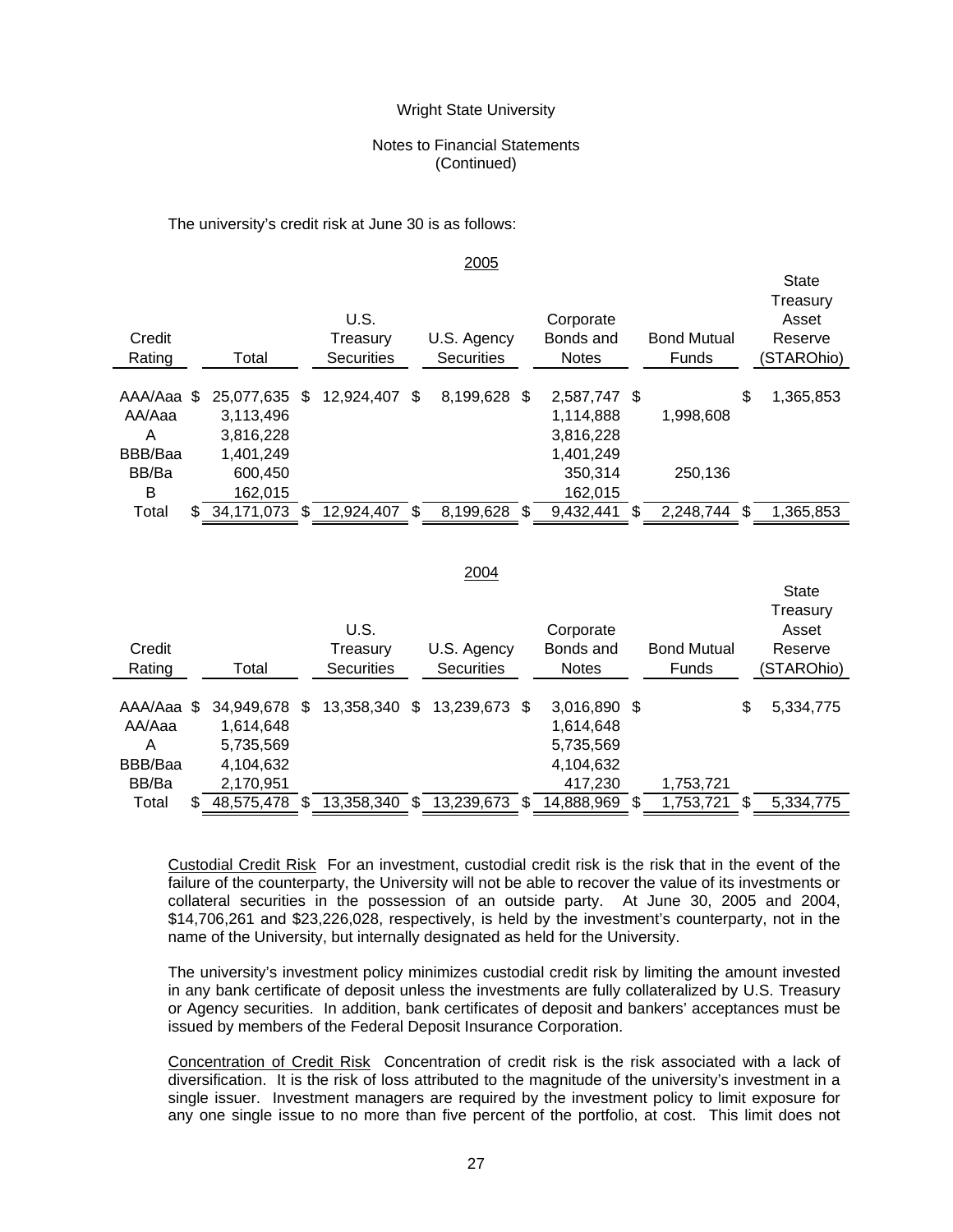Wright State University

Notes to Financial Statements
(Continued)

The university's credit risk at June 30 is as follows:

2005

| Credit Rating | Total | U.S. Treasury Securities | U.S. Agency Securities | Corporate Bonds and Notes | Bond Mutual Funds | State Treasury Asset Reserve (STAROhio) |
|---|---|---|---|---|---|---|
| AAA/Aaa | $ 25,077,635 | $ 12,924,407 | $ 8,199,628 | $ 2,587,747 | $ | $ 1,365,853 |
| AA/Aaa | 3,113,496 | | | 1,114,888 | 1,998,608 | |
| A | 3,816,228 | | | 3,816,228 | | |
| BBB/Baa | 1,401,249 | | | 1,401,249 | | |
| BB/Ba | 600,450 | | | 350,314 | 250,136 | |
| B | 162,015 | | | 162,015 | | |
| Total | $ 34,171,073 | $ 12,924,407 | $ 8,199,628 | $ 9,432,441 | $ 2,248,744 | $ 1,365,853 |

2004

| Credit Rating | Total | U.S. Treasury Securities | U.S. Agency Securities | Corporate Bonds and Notes | Bond Mutual Funds | State Treasury Asset Reserve (STAROhio) |
|---|---|---|---|---|---|---|
| AAA/Aaa | $ 34,949,678 | $ 13,358,340 | $ 13,239,673 | $ 3,016,890 | $ | $ 5,334,775 |
| AA/Aaa | 1,614,648 | | | 1,614,648 | | |
| A | 5,735,569 | | | 5,735,569 | | |
| BBB/Baa | 4,104,632 | | | 4,104,632 | | |
| BB/Ba | 2,170,951 | | | 417,230 | 1,753,721 | |
| Total | $ 48,575,478 | $ 13,358,340 | $ 13,239,673 | $ 14,888,969 | $ 1,753,721 | $ 5,334,775 |

Custodial Credit Risk For an investment, custodial credit risk is the risk that in the event of the failure of the counterparty, the University will not be able to recover the value of its investments or collateral securities in the possession of an outside party. At June 30, 2005 and 2004, $14,706,261 and $23,226,028, respectively, is held by the investment's counterparty, not in the name of the University, but internally designated as held for the University.

The university's investment policy minimizes custodial credit risk by limiting the amount invested in any bank certificate of deposit unless the investments are fully collateralized by U.S. Treasury or Agency securities. In addition, bank certificates of deposit and bankers' acceptances must be issued by members of the Federal Deposit Insurance Corporation.

Concentration of Credit Risk Concentration of credit risk is the risk associated with a lack of diversification. It is the risk of loss attributed to the magnitude of the university's investment in a single issuer. Investment managers are required by the investment policy to limit exposure for any one single issue to no more than five percent of the portfolio, at cost. This limit does not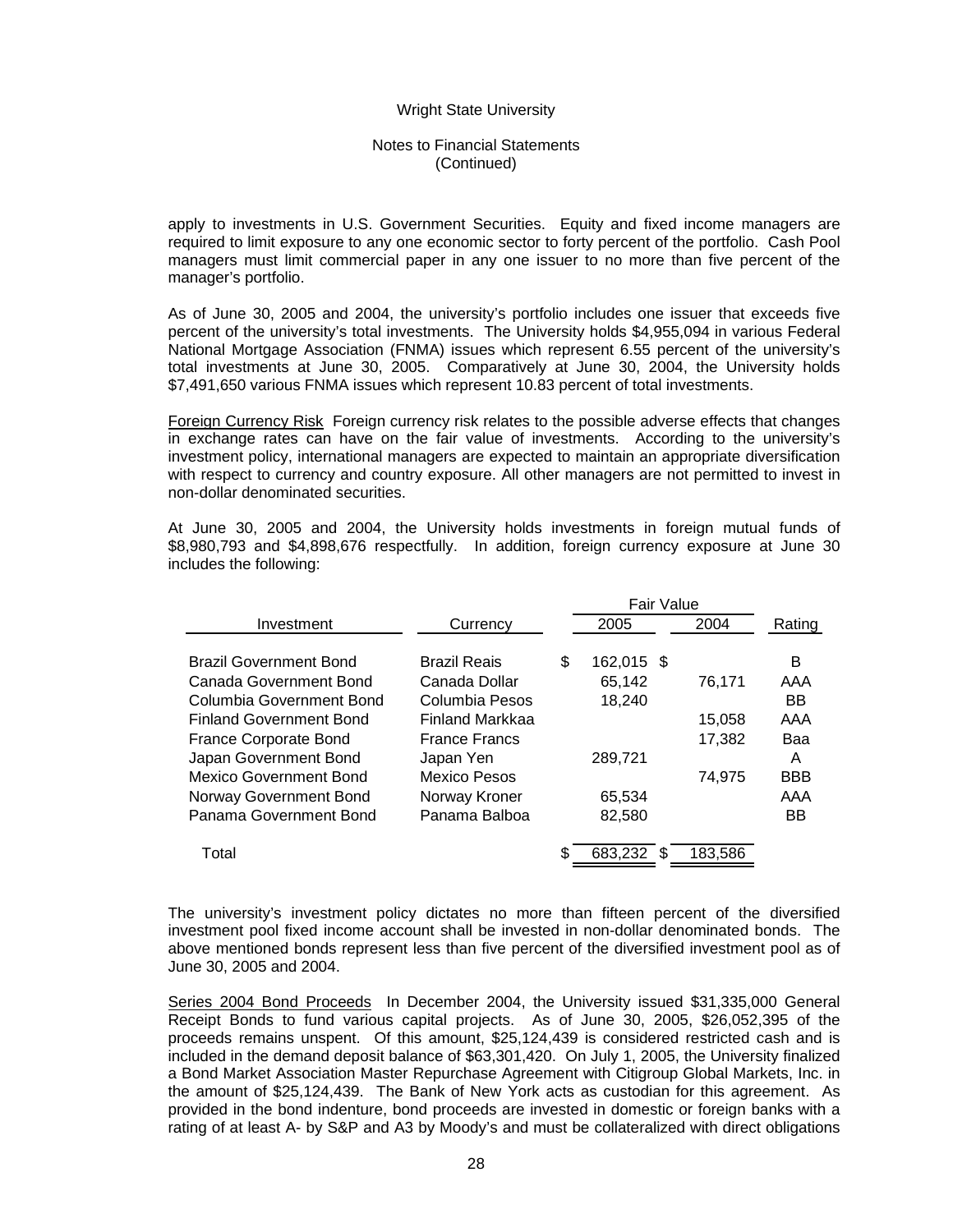apply to investments in U.S. Government Securities. Equity and fixed income managers are required to limit exposure to any one economic sector to forty percent of the portfolio. Cash Pool managers must limit commercial paper in any one issuer to no more than five percent of the manager's portfolio.

As of June 30, 2005 and 2004, the university's portfolio includes one issuer that exceeds five percent of the university's total investments. The University holds $4,955,094 in various Federal National Mortgage Association (FNMA) issues which represent 6.55 percent of the university's total investments at June 30, 2005. Comparatively at June 30, 2004, the University holds $7,491,650 various FNMA issues which represent 10.83 percent of total investments.

Foreign Currency Risk Foreign currency risk relates to the possible adverse effects that changes in exchange rates can have on the fair value of investments. According to the university's investment policy, international managers are expected to maintain an appropriate diversification with respect to currency and country exposure. All other managers are not permitted to invest in non-dollar denominated securities.

At June 30, 2005 and 2004, the University holds investments in foreign mutual funds of $8,980,793 and $4,898,676 respectfully. In addition, foreign currency exposure at June 30 includes the following:

| | | Fair Value | | |
|---|---|---|---|---|
| Investment | Currency | 2005 | 2004 | Rating |
| Brazil Government Bond | Brazil Reais | $ 162,015 | $ | B |
| Canada Government Bond | Canada Dollar | 65,142 | 76,171 | AAA |
| Columbia Government Bond | Columbia Pesos | 18,240 | | BB |
| Finland Government Bond | Finland Markkaa | | 15,058 | AAA |
| France Corporate Bond | France Francs | | 17,382 | Baa |
| Japan Government Bond | Japan Yen | 289,721 | | A |
| Mexico Government Bond | Mexico Pesos | | 74,975 | BBB |
| Norway Government Bond | Norway Kroner | 65,534 | | AAA |
| Panama Government Bond | Panama Balboa | 82,580 | | BB |
| Total | | $ 683,232 | $ 183,586 | |

The university's investment policy dictates no more than fifteen percent of the diversified investment pool fixed income account shall be invested in non-dollar denominated bonds. The above mentioned bonds represent less than five percent of the diversified investment pool as of June 30, 2005 and 2004.

Series 2004 Bond Proceeds In December 2004, the University issued $31,335,000 General Receipt Bonds to fund various capital projects. As of June 30, 2005, $26,052,395 of the proceeds remains unspent. Of this amount, $25,124,439 is considered restricted cash and is included in the demand deposit balance of $63,301,420. On July 1, 2005, the University finalized a Bond Market Association Master Repurchase Agreement with Citigroup Global Markets, Inc. in the amount of $25,124,439. The Bank of New York acts as custodian for this agreement. As provided in the bond indenture, bond proceeds are invested in domestic or foreign banks with a rating of at least A- by S&P and A3 by Moody's and must be collateralized with direct obligations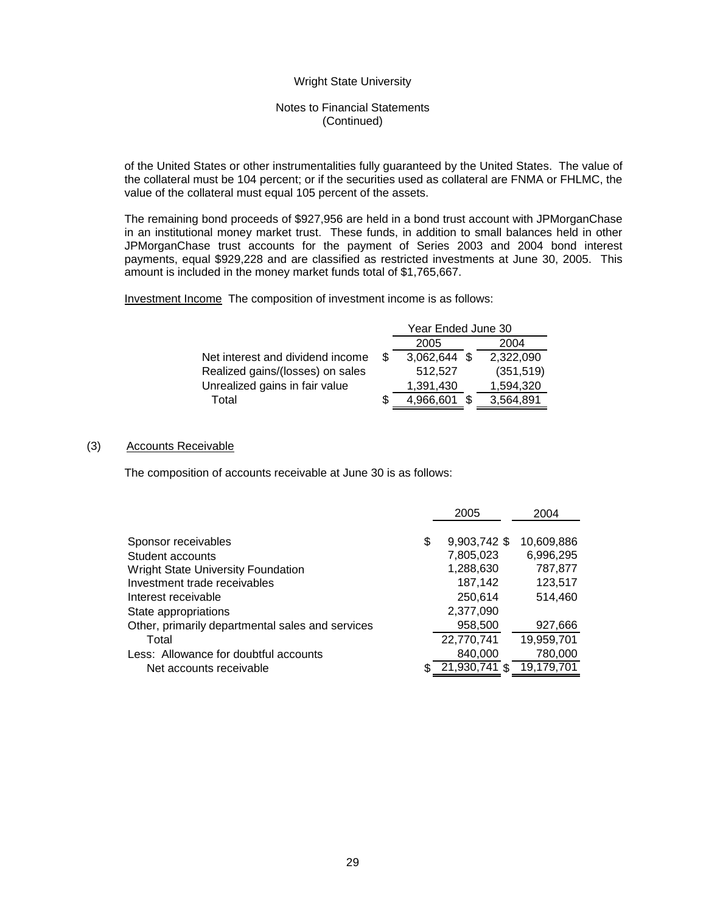of the United States or other instrumentalities fully guaranteed by the United States. The value of the collateral must be 104 percent; or if the securities used as collateral are FNMA or FHLMC, the value of the collateral must equal 105 percent of the assets.

The remaining bond proceeds of $927,956 are held in a bond trust account with JPMorganChase in an institutional money market trust. These funds, in addition to small balances held in other JPMorganChase trust accounts for the payment of Series 2003 and 2004 bond interest payments, equal $929,228 and are classified as restricted investments at June 30, 2005. This amount is included in the money market funds total of $1,765,667.

Investment Income The composition of investment income is as follows:

| | Year Ended June 30 | |
|---|---|---|
| | 2005 | 2004 |
| Net interest and dividend income | $ 3,062,644 | $ 2,322,090 |
| Realized gains/(losses) on sales | 512,527 | (351,519) |
| Unrealized gains in fair value | 1,391,430 | 1,594,320 |
| Total | $ 4,966,601 | $ 3,564,891 |

## (3) Accounts Receivable

The composition of accounts receivable at June 30 is as follows:

| | 2005 | 2004 |
|---|---|---|
| Sponsor receivables | $ 9,903,742 | $ 10,609,886 |
| Student accounts | 7,805,023 | 6,996,295 |
| Wright State University Foundation | 1,288,630 | 787,877 |
| Investment trade receivables | 187,142 | 123,517 |
| Interest receivable | 250,614 | 514,460 |
| State appropriations | 2,377,090 | |
| Other, primarily departmental sales and services | 958,500 | 927,666 |
| Total | 22,770,741 | 19,959,701 |
| Less: Allowance for doubtful accounts | 840,000 | 780,000 |
| Net accounts receivable | $ 21,930,741 | $ 19,179,701 |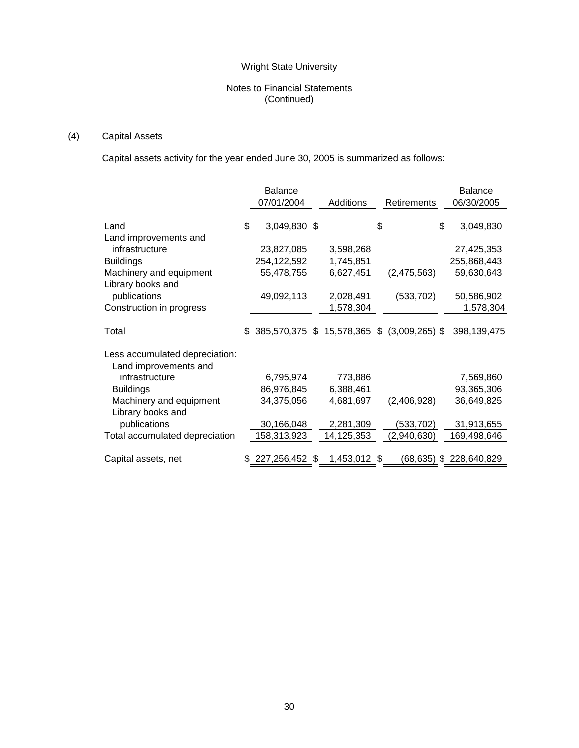Wright State University

Notes to Financial Statements
(Continued)

## (4) Capital Assets

Capital assets activity for the year ended June 30, 2005 is summarized as follows:

| | Balance 07/01/2004 | Additions | Retirements | Balance 06/30/2005 |
|---|---|---|---|---|
| Land | $ 3,049,830 | $ | $ | $ 3,049,830 |
| Land improvements and infrastructure | 23,827,085 | 3,598,268 | | 27,425,353 |
| Buildings | 254,122,592 | 1,745,851 | | 255,868,443 |
| Machinery and equipment | 55,478,755 | 6,627,451 | (2,475,563) | 59,630,643 |
| Library books and publications | 49,092,113 | 2,028,491 | (533,702) | 50,586,902 |
| Construction in progress | | 1,578,304 | | 1,578,304 |
| Total | $ 385,570,375 | $ 15,578,365 | $ (3,009,265) | $ 398,139,475 |
| Less accumulated depreciation: | | | | |
| Land improvements and infrastructure | 6,795,974 | 773,886 | | 7,569,860 |
| Buildings | 86,976,845 | 6,388,461 | | 93,365,306 |
| Machinery and equipment | 34,375,056 | 4,681,697 | (2,406,928) | 36,649,825 |
| Library books and publications | 30,166,048 | 2,281,309 | (533,702) | 31,913,655 |
| Total accumulated depreciation | 158,313,923 | 14,125,353 | (2,940,630) | 169,498,646 |
| Capital assets, net | $ 227,256,452 | $ 1,453,012 | $ (68,635) | $ 228,640,829 |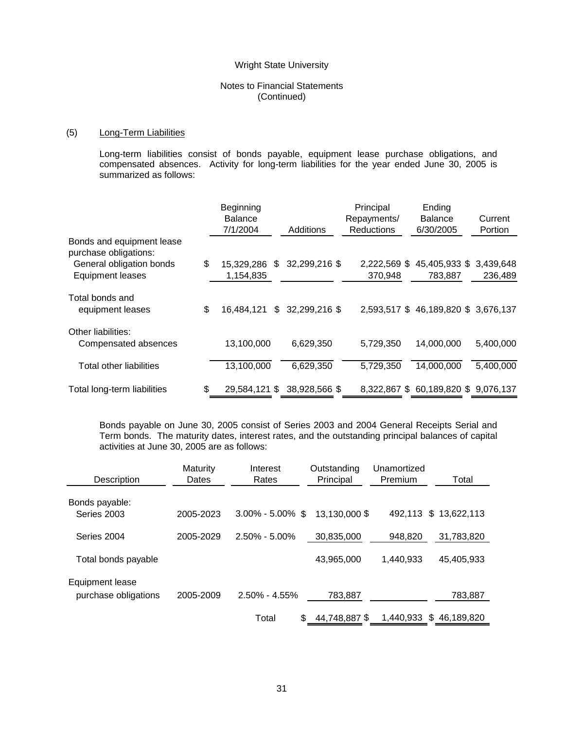Wright State University

Notes to Financial Statements
(Continued)

## (5) Long-Term Liabilities

Long-term liabilities consist of bonds payable, equipment lease purchase obligations, and compensated absences. Activity for long-term liabilities for the year ended June 30, 2005 is summarized as follows:

| | Beginning Balance 7/1/2004 | Additions | Principal Repayments/ Reductions | Ending Balance 6/30/2005 | Current Portion |
|---|---|---|---|---|---|
| Bonds and equipment lease purchase obligations: | | | | | |
| General obligation bonds | $ 15,329,286 | $ 32,299,216 | $ 2,222,569 | $ 45,405,933 | $ 3,439,648 |
| Equipment leases | 1,154,835 | | 370,948 | 783,887 | 236,489 |
| Total bonds and equipment leases | $ 16,484,121 | $ 32,299,216 | $ 2,593,517 | $ 46,189,820 | $ 3,676,137 |
| Other liabilities: | | | | | |
| Compensated absences | 13,100,000 | 6,629,350 | 5,729,350 | 14,000,000 | 5,400,000 |
| Total other liabilities | 13,100,000 | 6,629,350 | 5,729,350 | 14,000,000 | 5,400,000 |
| Total long-term liabilities | $ 29,584,121 | $ 38,928,566 | $ 8,322,867 | $ 60,189,820 | $ 9,076,137 |

Bonds payable on June 30, 2005 consist of Series 2003 and 2004 General Receipts Serial and Term bonds. The maturity dates, interest rates, and the outstanding principal balances of capital activities at June 30, 2005 are as follows:

| Description | Maturity Dates | Interest Rates | Outstanding Principal | Unamortized Premium | Total |
|---|---|---|---|---|---|
| Bonds payable: | | | | | |
| Series 2003 | 2005-2023 | 3.00% - 5.00% | $ 13,130,000 | $ 492,113 | $ 13,622,113 |
| Series 2004 | 2005-2029 | 2.50% - 5.00% | 30,835,000 | 948,820 | 31,783,820 |
| Total bonds payable | | | 43,965,000 | 1,440,933 | 45,405,933 |
| Equipment lease purchase obligations | 2005-2009 | 2.50% - 4.55% | 783,887 | | 783,887 |
| | | Total | $ 44,748,887 | $ 1,440,933 | $ 46,189,820 |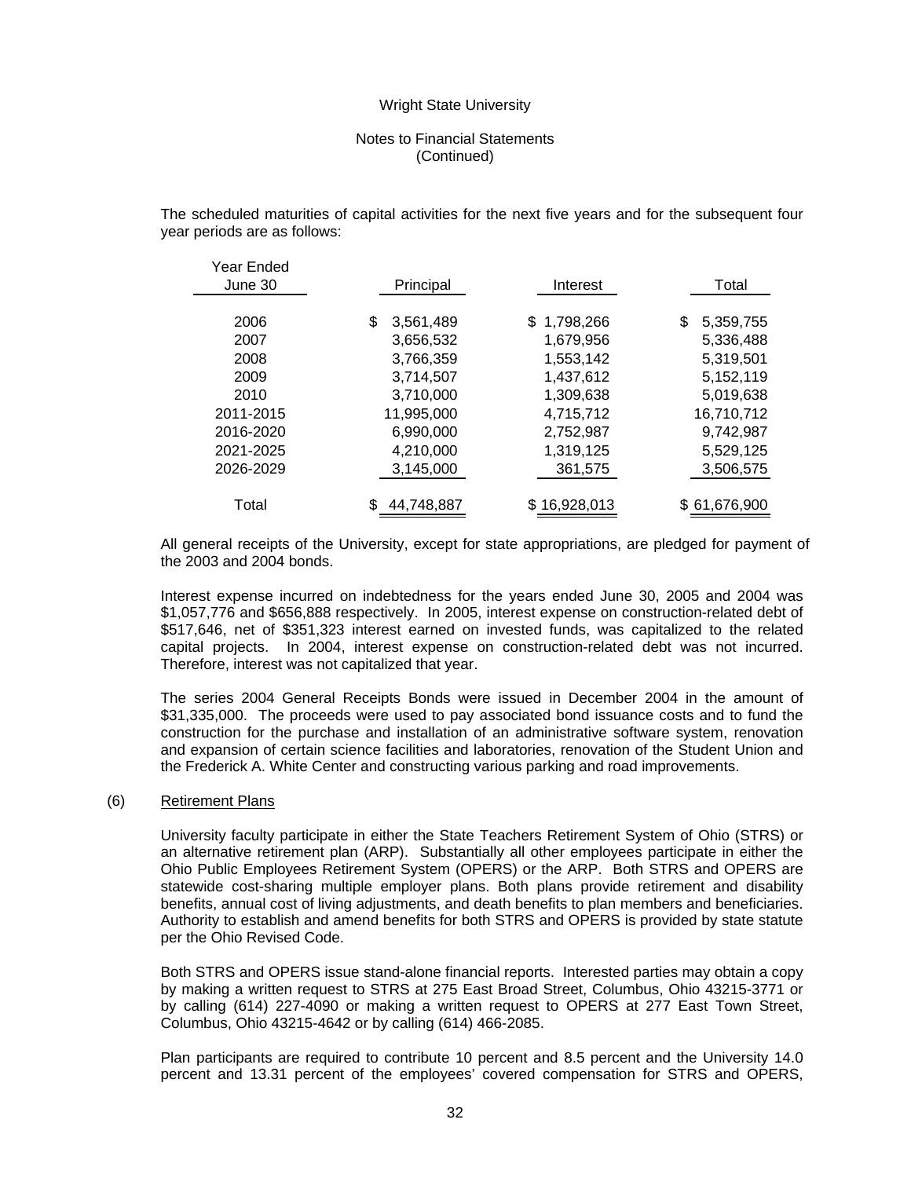The scheduled maturities of capital activities for the next five years and for the subsequent four year periods are as follows:

| Year Ended June 30 | Principal | Interest | Total |
|---|---|---|---|
| 2006 | $ 3,561,489 | $ 1,798,266 | $ 5,359,755 |
| 2007 | 3,656,532 | 1,679,956 | 5,336,488 |
| 2008 | 3,766,359 | 1,553,142 | 5,319,501 |
| 2009 | 3,714,507 | 1,437,612 | 5,152,119 |
| 2010 | 3,710,000 | 1,309,638 | 5,019,638 |
| 2011-2015 | 11,995,000 | 4,715,712 | 16,710,712 |
| 2016-2020 | 6,990,000 | 2,752,987 | 9,742,987 |
| 2021-2025 | 4,210,000 | 1,319,125 | 5,529,125 |
| 2026-2029 | 3,145,000 | 361,575 | 3,506,575 |
| Total | $ 44,748,887 | $ 16,928,013 | $ 61,676,900 |

All general receipts of the University, except for state appropriations, are pledged for payment of the 2003 and 2004 bonds.

Interest expense incurred on indebtedness for the years ended June 30, 2005 and 2004 was $1,057,776 and $656,888 respectively. In 2005, interest expense on construction-related debt of $517,646, net of $351,323 interest earned on invested funds, was capitalized to the related capital projects. In 2004, interest expense on construction-related debt was not incurred. Therefore, interest was not capitalized that year.

The series 2004 General Receipts Bonds were issued in December 2004 in the amount of $31,335,000. The proceeds were used to pay associated bond issuance costs and to fund the construction for the purchase and installation of an administrative software system, renovation and expansion of certain science facilities and laboratories, renovation of the Student Union and the Frederick A. White Center and constructing various parking and road improvements.

## (6) Retirement Plans

University faculty participate in either the State Teachers Retirement System of Ohio (STRS) or an alternative retirement plan (ARP). Substantially all other employees participate in either the Ohio Public Employees Retirement System (OPERS) or the ARP. Both STRS and OPERS are statewide cost-sharing multiple employer plans. Both plans provide retirement and disability benefits, annual cost of living adjustments, and death benefits to plan members and beneficiaries. Authority to establish and amend benefits for both STRS and OPERS is provided by state statute per the Ohio Revised Code.

Both STRS and OPERS issue stand-alone financial reports. Interested parties may obtain a copy by making a written request to STRS at 275 East Broad Street, Columbus, Ohio 43215-3771 or by calling (614) 227-4090 or making a written request to OPERS at 277 East Town Street, Columbus, Ohio 43215-4642 or by calling (614) 466-2085.

Plan participants are required to contribute 10 percent and 8.5 percent and the University 14.0 percent and 13.31 percent of the employees' covered compensation for STRS and OPERS,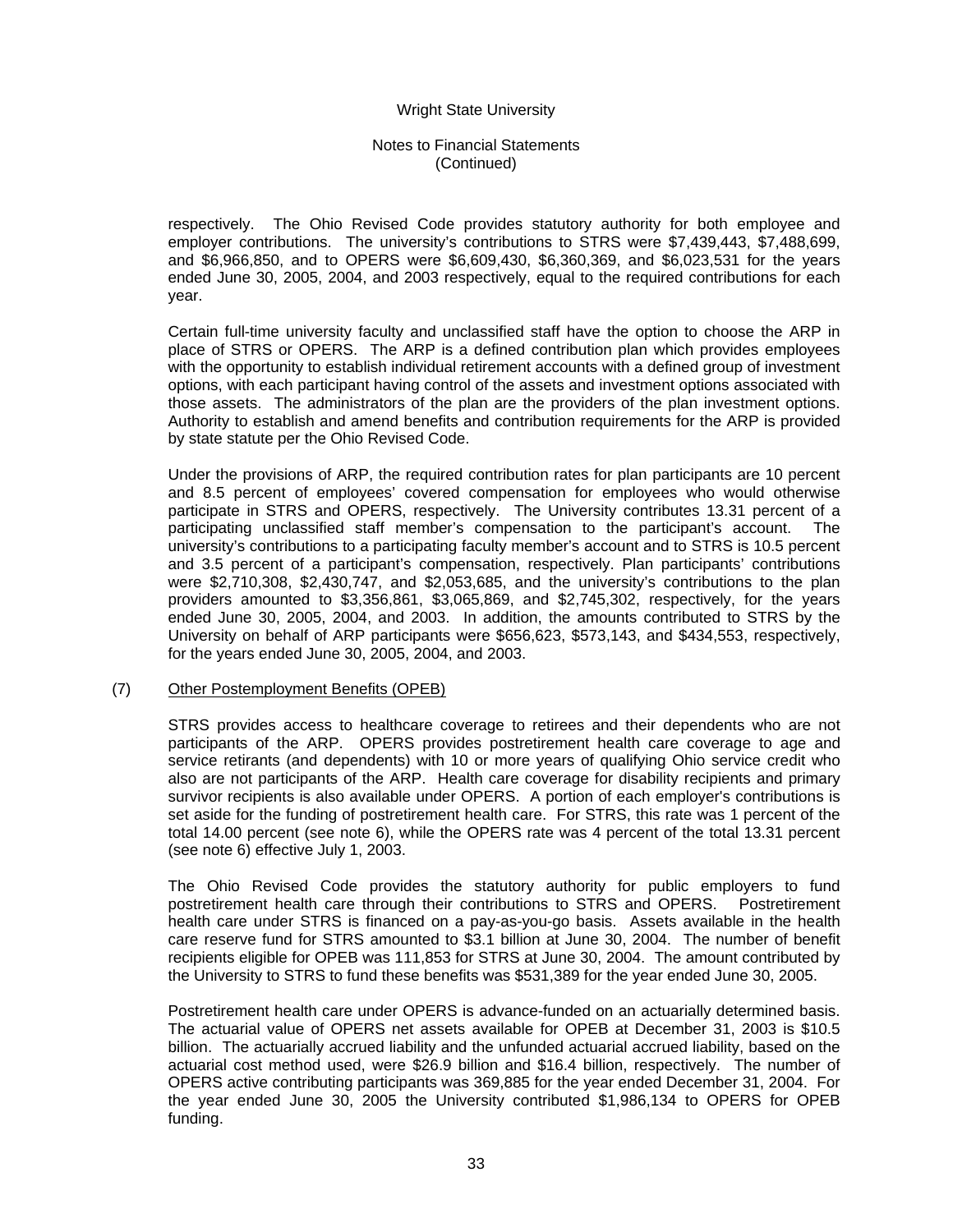respectively. The Ohio Revised Code provides statutory authority for both employee and employer contributions. The university's contributions to STRS were $7,439,443, $7,488,699, and $6,966,850, and to OPERS were $6,609,430, $6,360,369, and $6,023,531 for the years ended June 30, 2005, 2004, and 2003 respectively, equal to the required contributions for each year.

Certain full-time university faculty and unclassified staff have the option to choose the ARP in place of STRS or OPERS. The ARP is a defined contribution plan which provides employees with the opportunity to establish individual retirement accounts with a defined group of investment options, with each participant having control of the assets and investment options associated with those assets. The administrators of the plan are the providers of the plan investment options. Authority to establish and amend benefits and contribution requirements for the ARP is provided by state statute per the Ohio Revised Code.

Under the provisions of ARP, the required contribution rates for plan participants are 10 percent and 8.5 percent of employees' covered compensation for employees who would otherwise participate in STRS and OPERS, respectively. The University contributes 13.31 percent of a participating unclassified staff member's compensation to the participant's account. The university's contributions to a participating faculty member's account and to STRS is 10.5 percent and 3.5 percent of a participant's compensation, respectively. Plan participants' contributions were $2,710,308, $2,430,747, and $2,053,685, and the university's contributions to the plan providers amounted to $3,356,861, $3,065,869, and $2,745,302, respectively, for the years ended June 30, 2005, 2004, and 2003. In addition, the amounts contributed to STRS by the University on behalf of ARP participants were $656,623, $573,143, and $434,553, respectively, for the years ended June 30, 2005, 2004, and 2003.

## (7) Other Postemployment Benefits (OPEB)

STRS provides access to healthcare coverage to retirees and their dependents who are not participants of the ARP. OPERS provides postretirement health care coverage to age and service retirants (and dependents) with 10 or more years of qualifying Ohio service credit who also are not participants of the ARP. Health care coverage for disability recipients and primary survivor recipients is also available under OPERS. A portion of each employer's contributions is set aside for the funding of postretirement health care. For STRS, this rate was 1 percent of the total 14.00 percent (see note 6), while the OPERS rate was 4 percent of the total 13.31 percent (see note 6) effective July 1, 2003.

The Ohio Revised Code provides the statutory authority for public employers to fund postretirement health care through their contributions to STRS and OPERS. Postretirement health care under STRS is financed on a pay-as-you-go basis. Assets available in the health care reserve fund for STRS amounted to $3.1 billion at June 30, 2004. The number of benefit recipients eligible for OPEB was 111,853 for STRS at June 30, 2004. The amount contributed by the University to STRS to fund these benefits was $531,389 for the year ended June 30, 2005.

Postretirement health care under OPERS is advance-funded on an actuarially determined basis. The actuarial value of OPERS net assets available for OPEB at December 31, 2003 is $10.5 billion. The actuarially accrued liability and the unfunded actuarial accrued liability, based on the actuarial cost method used, were $26.9 billion and $16.4 billion, respectively. The number of OPERS active contributing participants was 369,885 for the year ended December 31, 2004. For the year ended June 30, 2005 the University contributed $1,986,134 to OPERS for OPEB funding.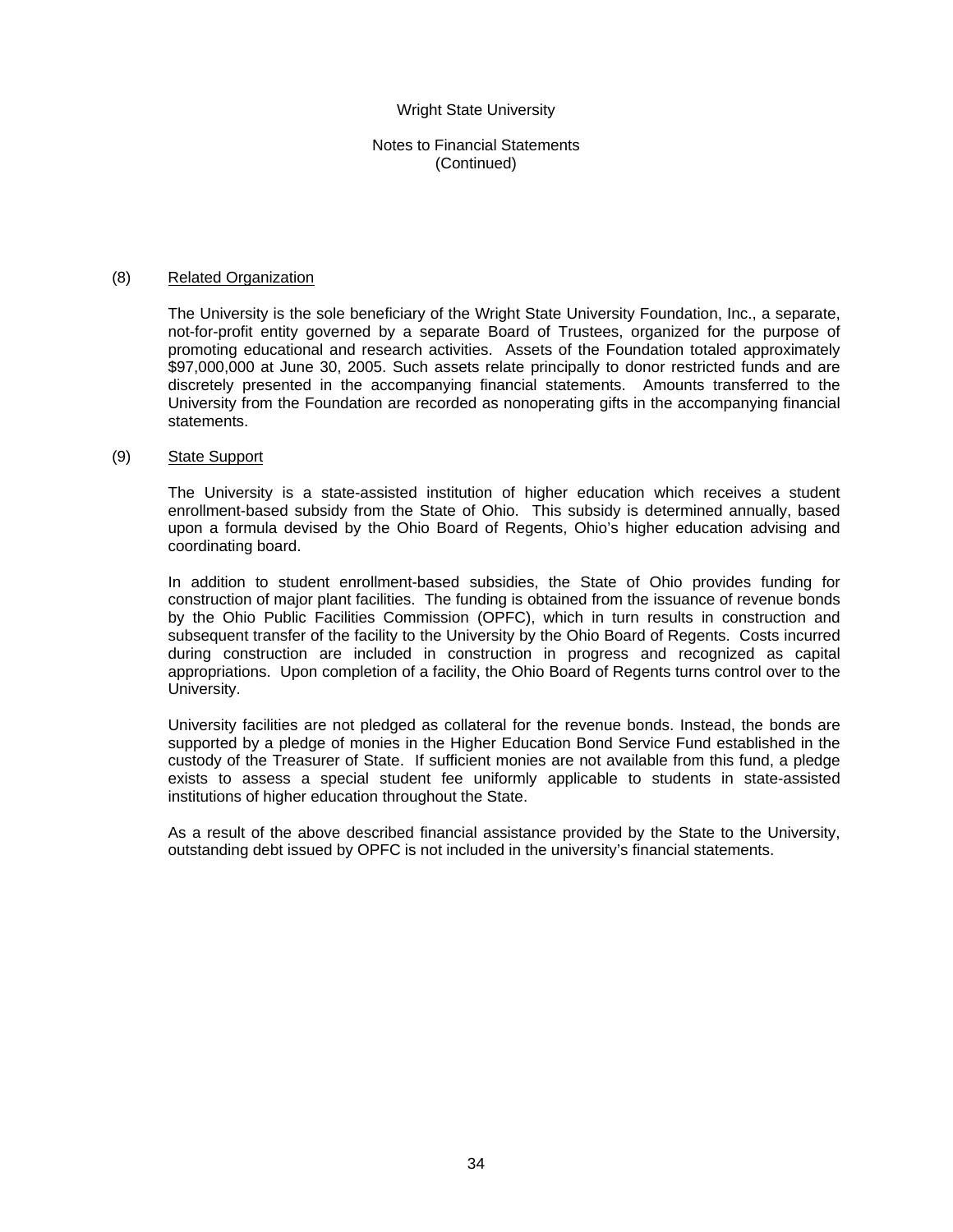### (8) Related Organization

The University is the sole beneficiary of the Wright State University Foundation, Inc., a separate, not-for-profit entity governed by a separate Board of Trustees, organized for the purpose of promoting educational and research activities. Assets of the Foundation totaled approximately $97,000,000 at June 30, 2005. Such assets relate principally to donor restricted funds and are discretely presented in the accompanying financial statements. Amounts transferred to the University from the Foundation are recorded as nonoperating gifts in the accompanying financial statements.

### (9) State Support

The University is a state-assisted institution of higher education which receives a student enrollment-based subsidy from the State of Ohio. This subsidy is determined annually, based upon a formula devised by the Ohio Board of Regents, Ohio's higher education advising and coordinating board.

In addition to student enrollment-based subsidies, the State of Ohio provides funding for construction of major plant facilities. The funding is obtained from the issuance of revenue bonds by the Ohio Public Facilities Commission (OPFC), which in turn results in construction and subsequent transfer of the facility to the University by the Ohio Board of Regents. Costs incurred during construction are included in construction in progress and recognized as capital appropriations. Upon completion of a facility, the Ohio Board of Regents turns control over to the University.

University facilities are not pledged as collateral for the revenue bonds. Instead, the bonds are supported by a pledge of monies in the Higher Education Bond Service Fund established in the custody of the Treasurer of State. If sufficient monies are not available from this fund, a pledge exists to assess a special student fee uniformly applicable to students in state-assisted institutions of higher education throughout the State.

As a result of the above described financial assistance provided by the State to the University, outstanding debt issued by OPFC is not included in the university's financial statements.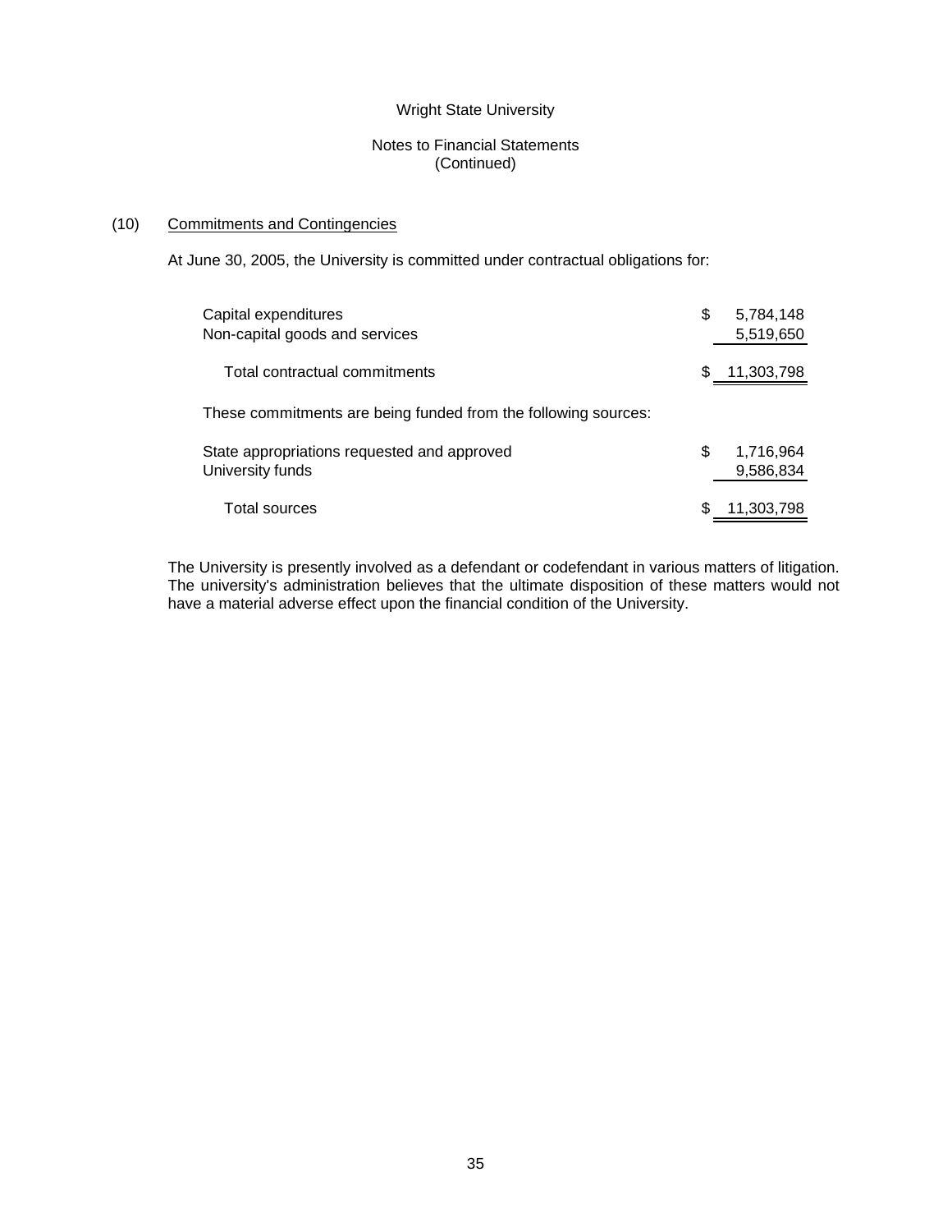Wright State University

Notes to Financial Statements
(Continued)

## (10) Commitments and Contingencies

At June 30, 2005, the University is committed under contractual obligations for:

| | |
|---|---|
| Capital expenditures | $ 5,784,148 |
| Non-capital goods and services | 5,519,650 |
| Total contractual commitments | $ 11,303,798 |

These commitments are being funded from the following sources:

| | |
|---|---|
| State appropriations requested and approved | $ 1,716,964 |
| University funds | 9,586,834 |
| Total sources | $ 11,303,798 |

The University is presently involved as a defendant or codefendant in various matters of litigation. The university's administration believes that the ultimate disposition of these matters would not have a material adverse effect upon the financial condition of the University.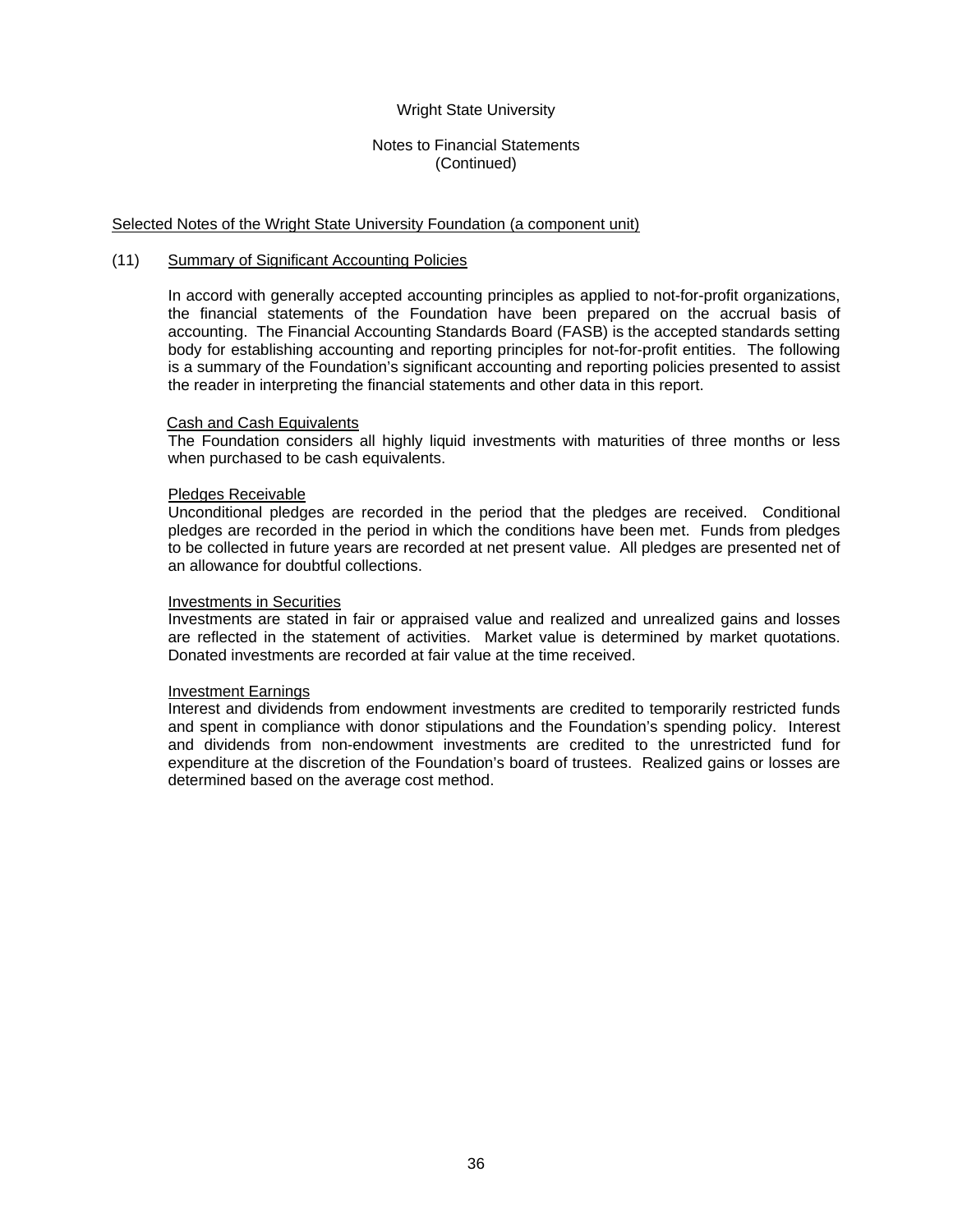Wright State University

Notes to Financial Statements
(Continued)

Selected Notes of the Wright State University Foundation (a component unit)

## (11) Summary of Significant Accounting Policies

In accord with generally accepted accounting principles as applied to not-for-profit organizations, the financial statements of the Foundation have been prepared on the accrual basis of accounting. The Financial Accounting Standards Board (FASB) is the accepted standards setting body for establishing accounting and reporting principles for not-for-profit entities. The following is a summary of the Foundation's significant accounting and reporting policies presented to assist the reader in interpreting the financial statements and other data in this report.

### Cash and Cash Equivalents

The Foundation considers all highly liquid investments with maturities of three months or less when purchased to be cash equivalents.

### Pledges Receivable

Unconditional pledges are recorded in the period that the pledges are received. Conditional pledges are recorded in the period in which the conditions have been met. Funds from pledges to be collected in future years are recorded at net present value. All pledges are presented net of an allowance for doubtful collections.

### Investments in Securities

Investments are stated in fair or appraised value and realized and unrealized gains and losses are reflected in the statement of activities. Market value is determined by market quotations. Donated investments are recorded at fair value at the time received.

### Investment Earnings

Interest and dividends from endowment investments are credited to temporarily restricted funds and spent in compliance with donor stipulations and the Foundation's spending policy. Interest and dividends from non-endowment investments are credited to the unrestricted fund for expenditure at the discretion of the Foundation's board of trustees. Realized gains or losses are determined based on the average cost method.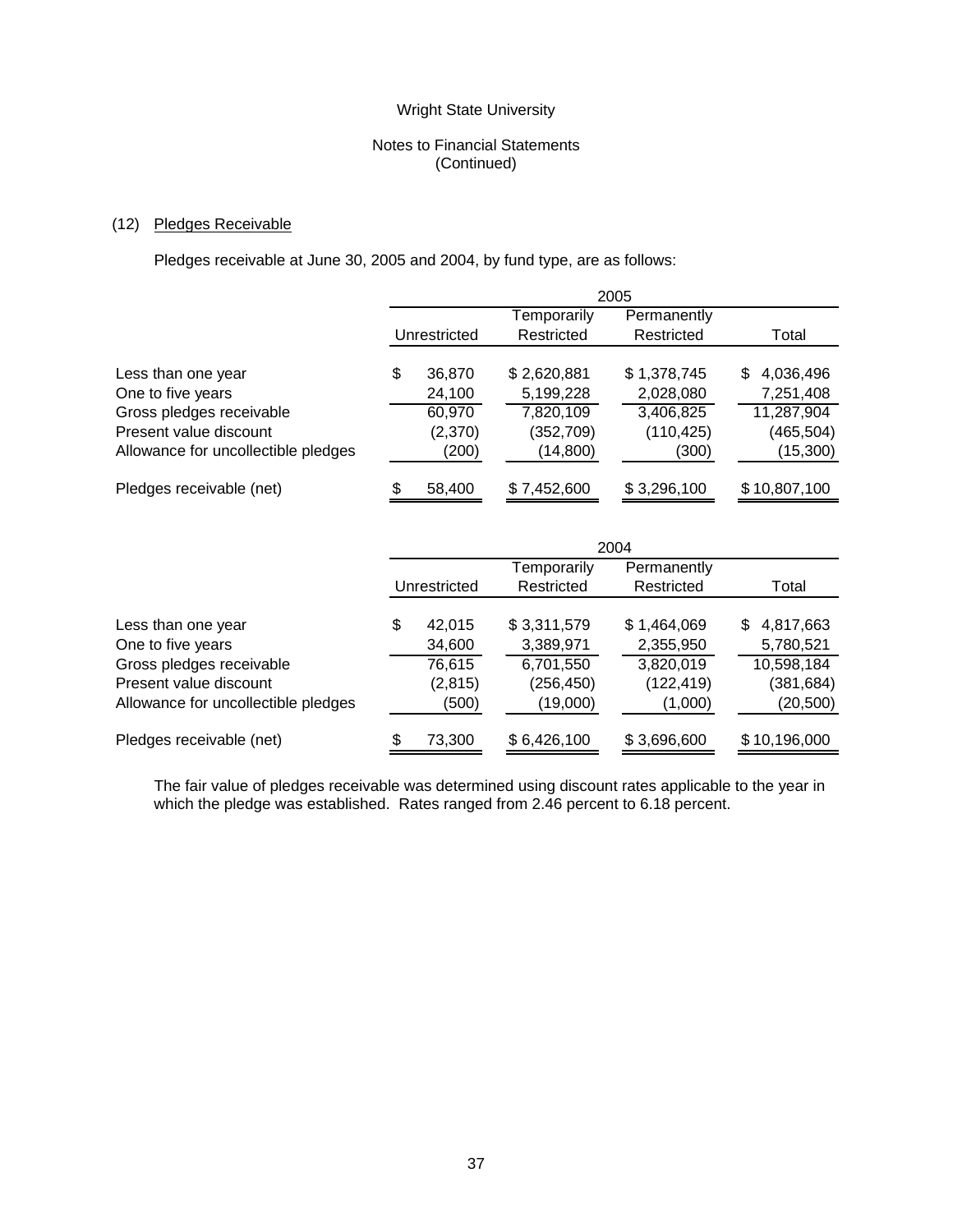Wright State University

Notes to Financial Statements
(Continued)

## (12) Pledges Receivable

Pledges receivable at June 30, 2005 and 2004, by fund type, are as follows:

| | 2005 | | | |
|---|---|---|---|---|
| | Unrestricted | Temporarily Restricted | Permanently Restricted | Total |
| Less than one year | $ 36,870 | $ 2,620,881 | $ 1,378,745 | $ 4,036,496 |
| One to five years | 24,100 | 5,199,228 | 2,028,080 | 7,251,408 |
| Gross pledges receivable | 60,970 | 7,820,109 | 3,406,825 | 11,287,904 |
| Present value discount | (2,370) | (352,709) | (110,425) | (465,504) |
| Allowance for uncollectible pledges | (200) | (14,800) | (300) | (15,300) |
| Pledges receivable (net) | $ 58,400 | $ 7,452,600 | $ 3,296,100 | $ 10,807,100 |

| | 2004 | | | |
|---|---|---|---|---|
| | Unrestricted | Temporarily Restricted | Permanently Restricted | Total |
| Less than one year | $ 42,015 | $ 3,311,579 | $ 1,464,069 | $ 4,817,663 |
| One to five years | 34,600 | 3,389,971 | 2,355,950 | 5,780,521 |
| Gross pledges receivable | 76,615 | 6,701,550 | 3,820,019 | 10,598,184 |
| Present value discount | (2,815) | (256,450) | (122,419) | (381,684) |
| Allowance for uncollectible pledges | (500) | (19,000) | (1,000) | (20,500) |
| Pledges receivable (net) | $ 73,300 | $ 6,426,100 | $ 3,696,600 | $ 10,196,000 |

The fair value of pledges receivable was determined using discount rates applicable to the year in which the pledge was established. Rates ranged from 2.46 percent to 6.18 percent.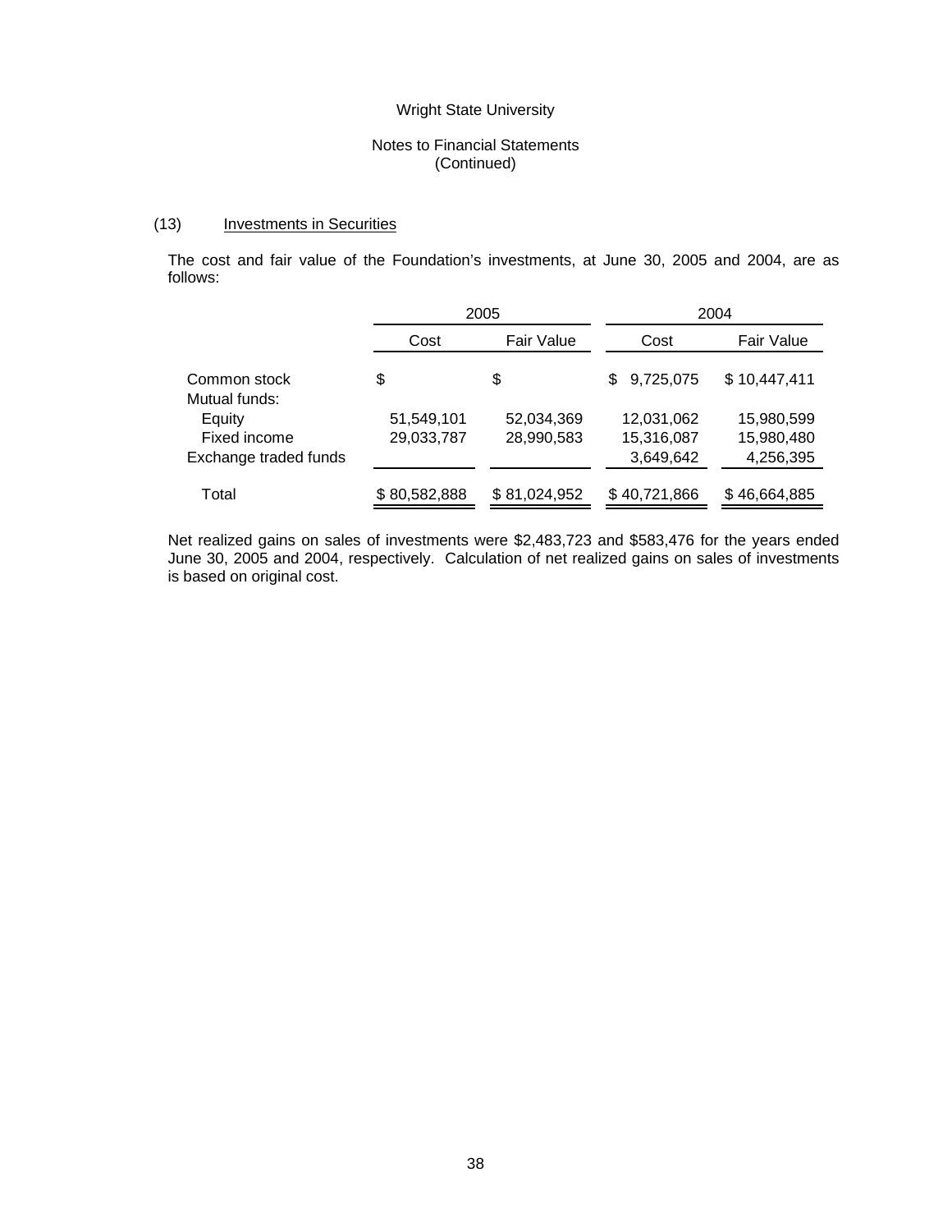Wright State University

Notes to Financial Statements
(Continued)

## (13) Investments in Securities

The cost and fair value of the Foundation's investments, at June 30, 2005 and 2004, are as follows:

| | 2005 | | 2004 | |
|---|---|---|---|---|
| | Cost | Fair Value | Cost | Fair Value |
| Common stock | $ | $ | $ 9,725,075 | $ 10,447,411 |
| Mutual funds: | | | | |
| Equity | 51,549,101 | 52,034,369 | 12,031,062 | 15,980,599 |
| Fixed income | 29,033,787 | 28,990,583 | 15,316,087 | 15,980,480 |
| Exchange traded funds | | | 3,649,642 | 4,256,395 |
| Total | $ 80,582,888 | $ 81,024,952 | $ 40,721,866 | $ 46,664,885 |

Net realized gains on sales of investments were $2,483,723 and $583,476 for the years ended June 30, 2005 and 2004, respectively. Calculation of net realized gains on sales of investments is based on original cost.